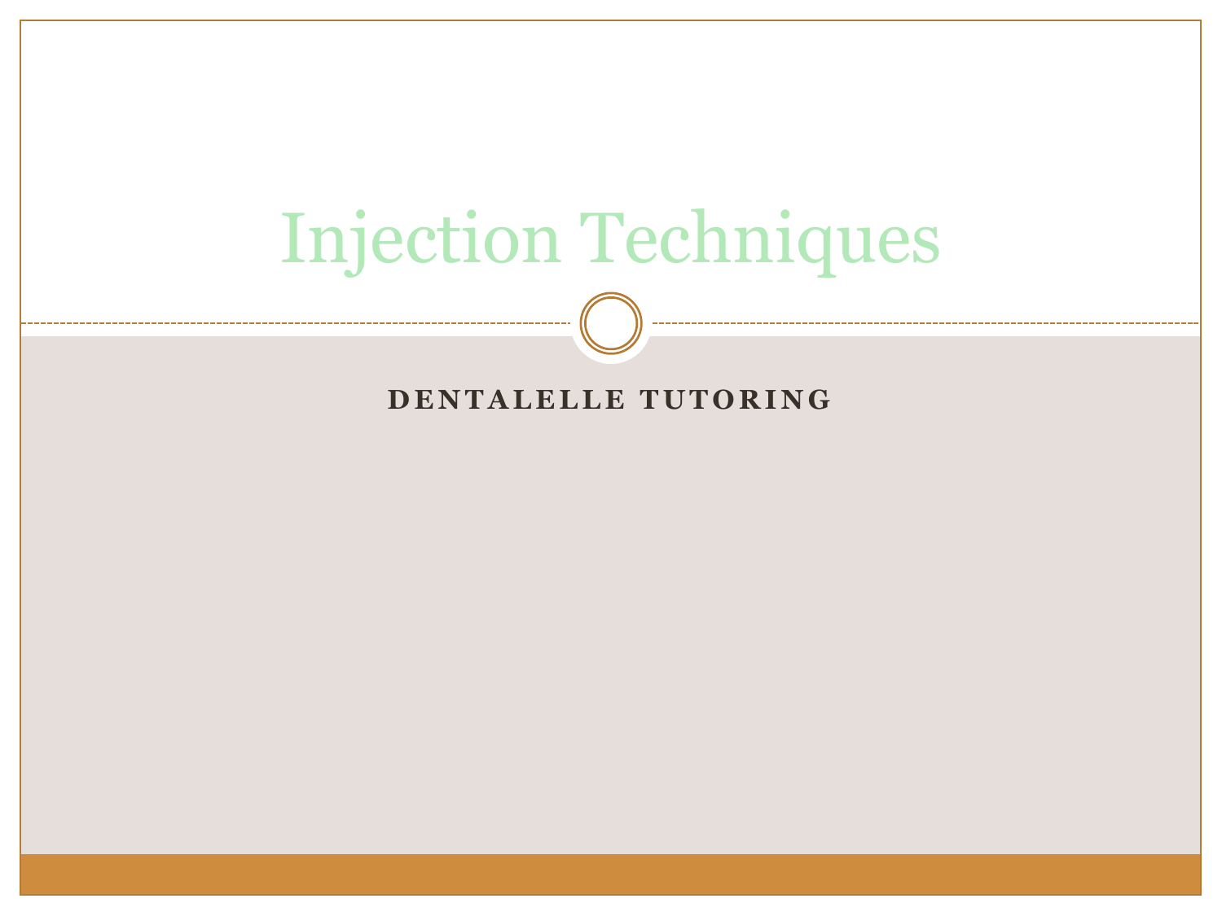# Injection Techniques

**DENTALELLE TUTORING**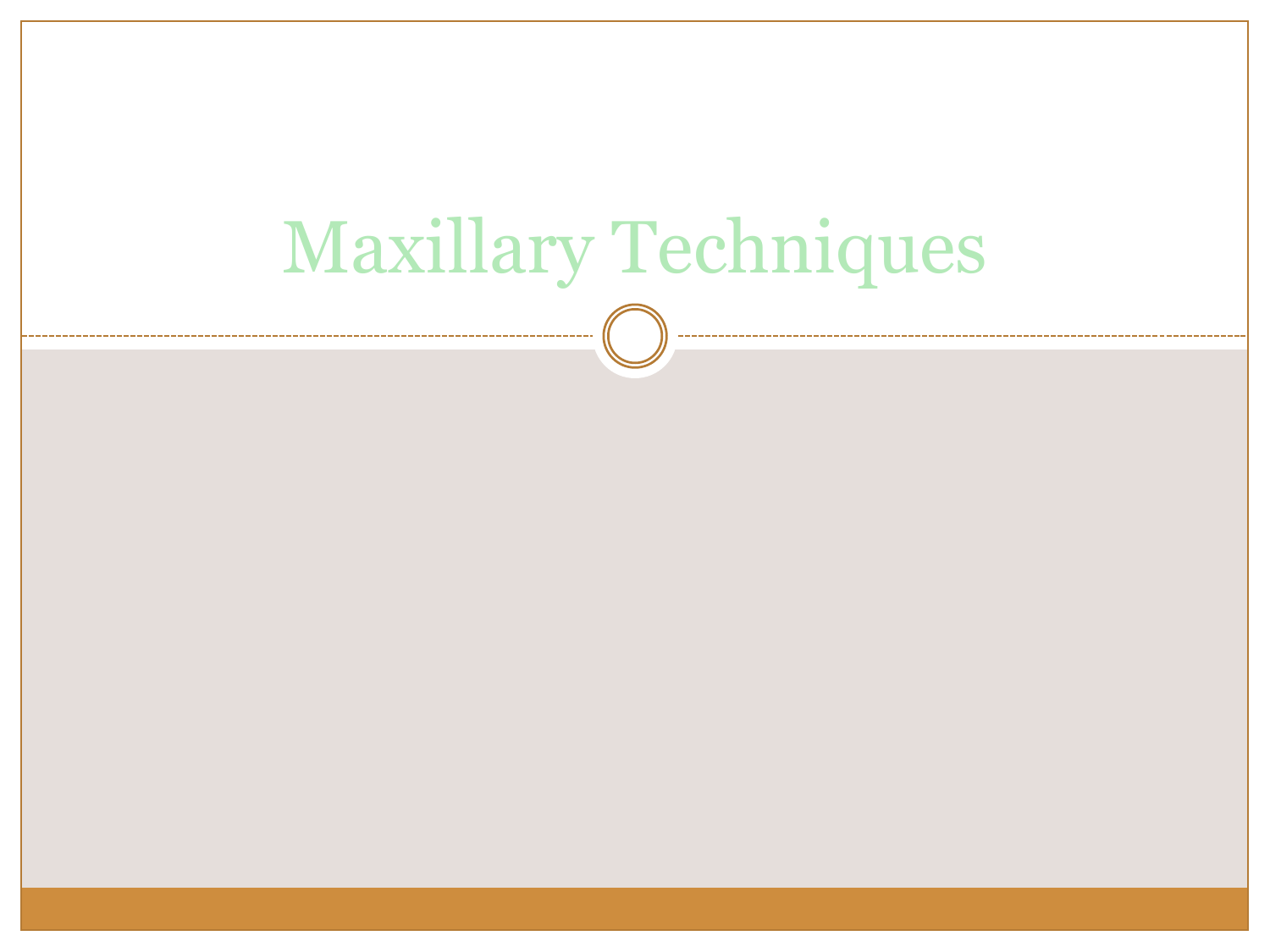# Maxillary Techniques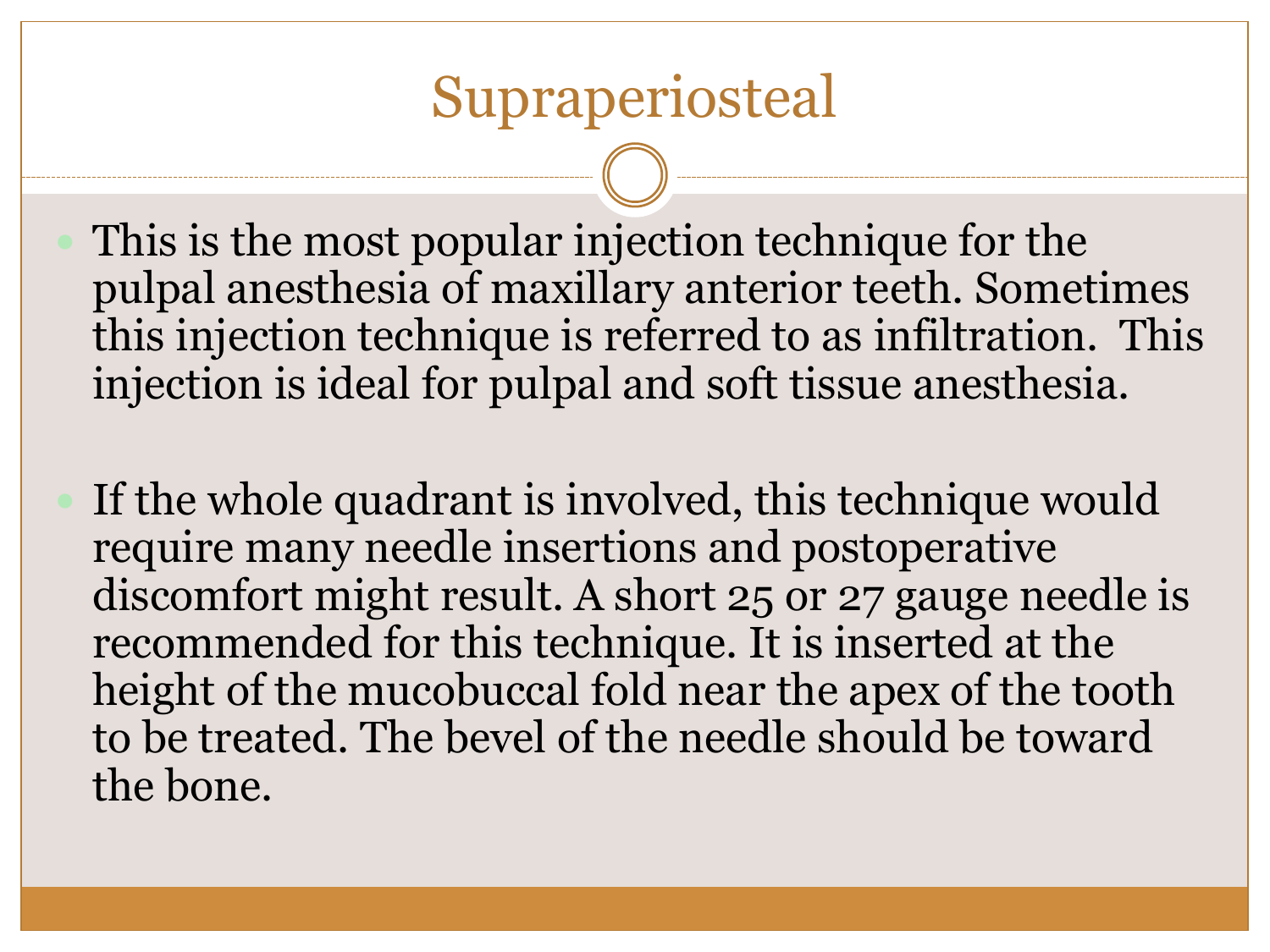# Supraperiosteal

- This is the most popular injection technique for the pulpal anesthesia of maxillary anterior teeth. Sometimes this injection technique is referred to as infiltration. This injection is ideal for pulpal and soft tissue anesthesia.

- If the whole quadrant is involved, this technique would require many needle insertions and postoperative discomfort might result. A short 25 or 27 gauge needle is recommended for this technique. It is inserted at the height of the mucobuccal fold near the apex of the tooth to be treated. The bevel of the needle should be toward the bone.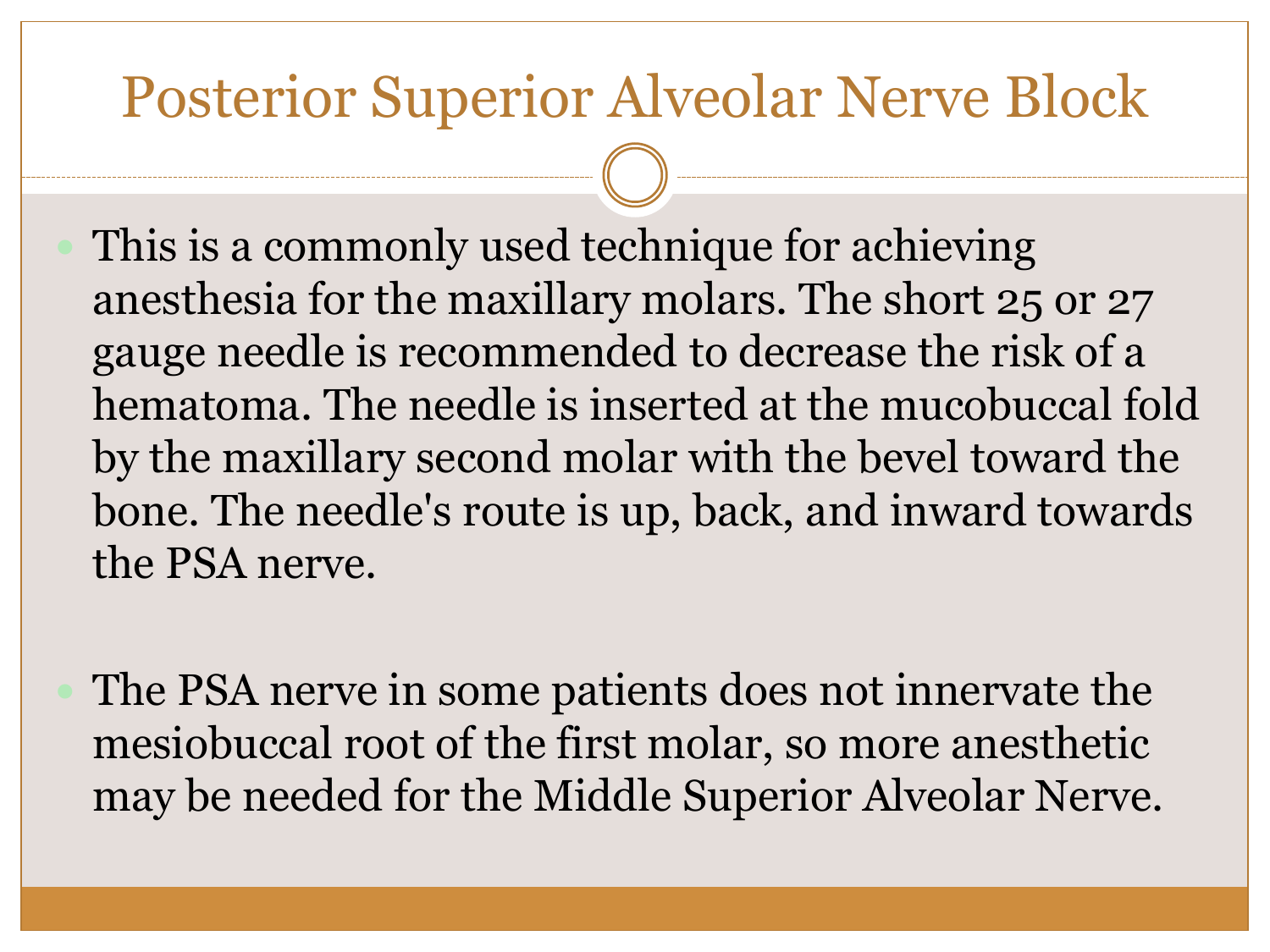# Posterior Superior Alveolar Nerve Block

- This is a commonly used technique for achieving anesthesia for the maxillary molars. The short 25 or 27 gauge needle is recommended to decrease the risk of a hematoma. The needle is inserted at the mucobuccal fold by the maxillary second molar with the bevel toward the bone. The needle's route is up, back, and inward towards the PSA nerve.

- The PSA nerve in some patients does not innervate the mesiobuccal root of the first molar, so more anesthetic may be needed for the Middle Superior Alveolar Nerve.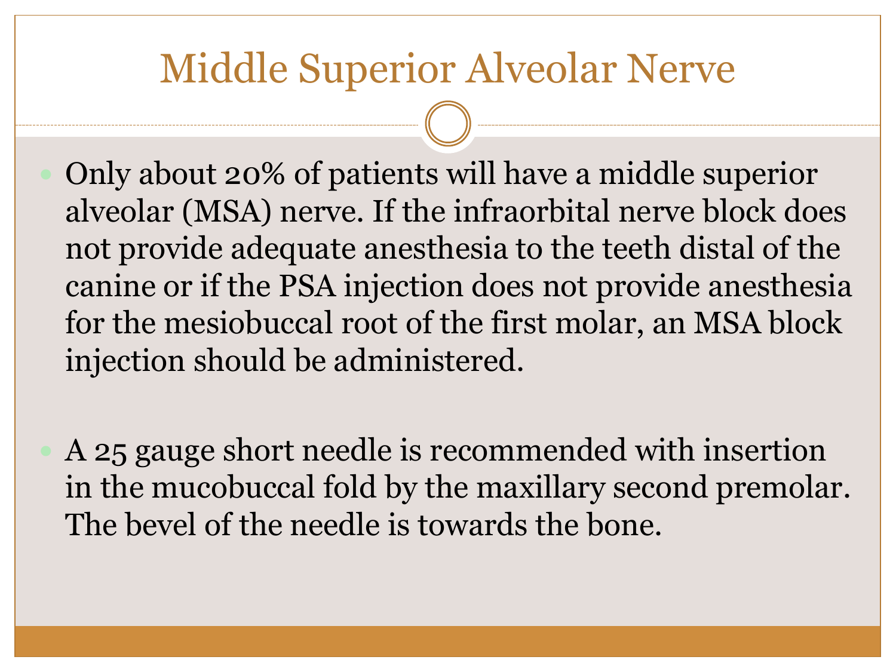# Middle Superior Alveolar Nerve

- Only about 20% of patients will have a middle superior alveolar (MSA) nerve. If the infraorbital nerve block does not provide adequate anesthesia to the teeth distal of the canine or if the PSA injection does not provide anesthesia for the mesiobuccal root of the first molar, an MSA block injection should be administered.

- A 25 gauge short needle is recommended with insertion in the mucobuccal fold by the maxillary second premolar. The bevel of the needle is towards the bone.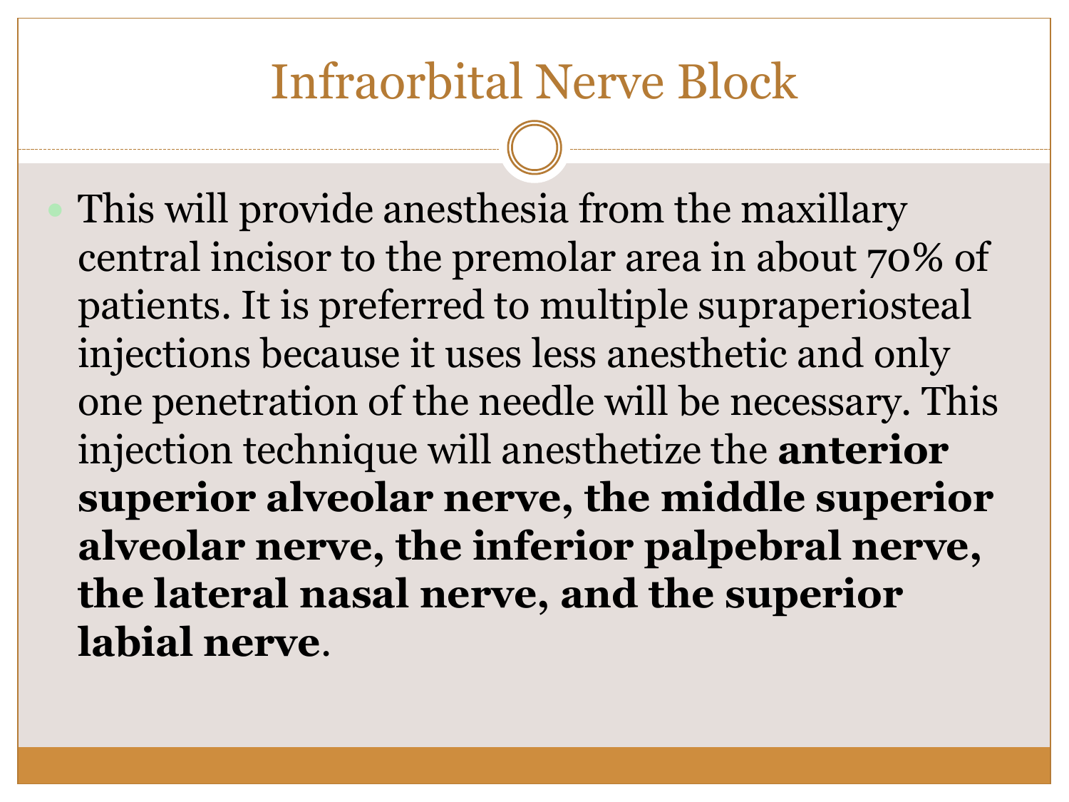# Infraorbital Nerve Block

- This will provide anesthesia from the maxillary central incisor to the premolar area in about 70% of patients. It is preferred to multiple supraperiosteal injections because it uses less anesthetic and only one penetration of the needle will be necessary. This injection technique will anesthetize the **anterior superior alveolar nerve, the middle superior alveolar nerve, the inferior palpebral nerve, the lateral nasal nerve, and the superior labial nerve**.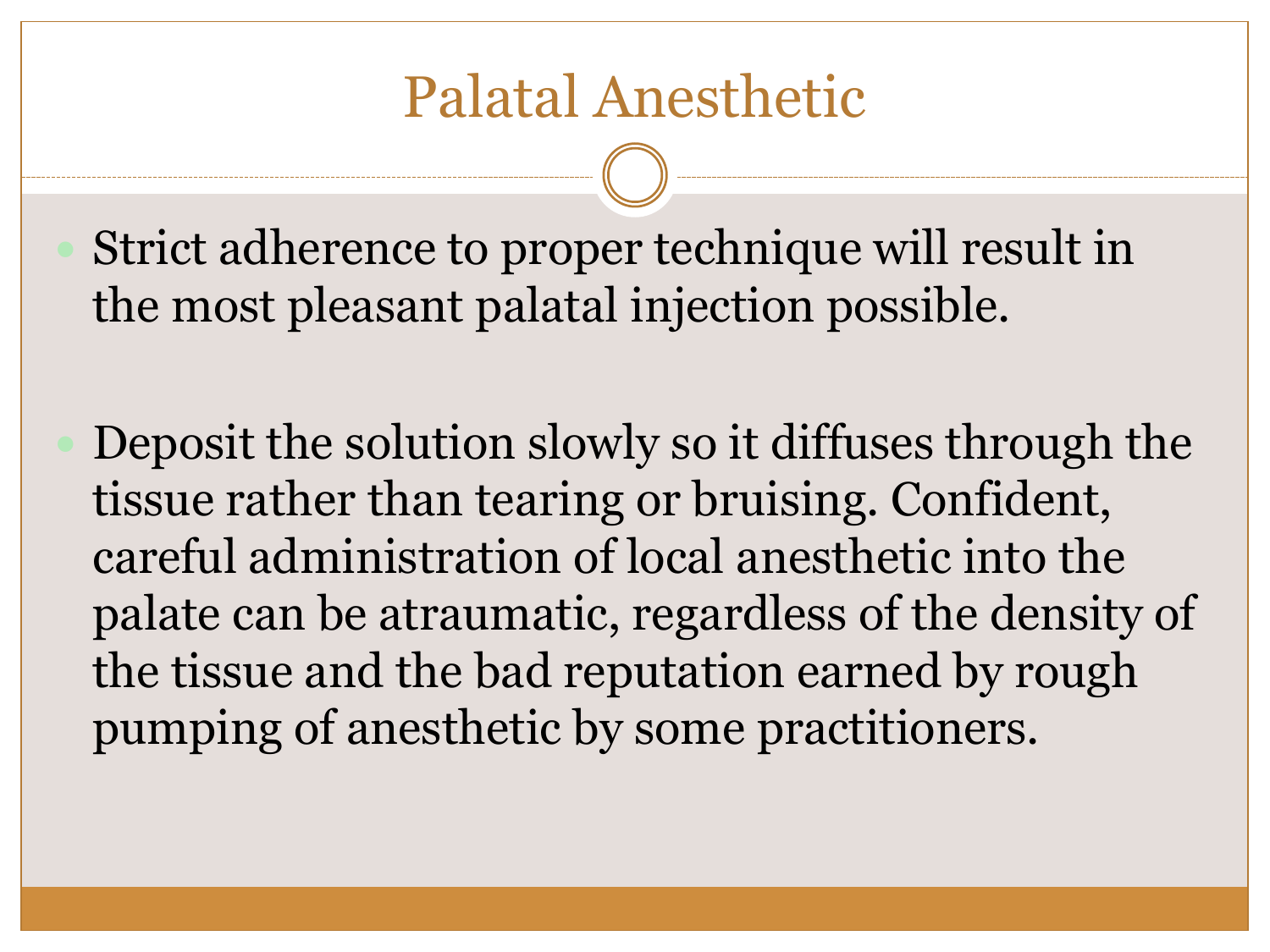# Palatal Anesthetic

- Strict adherence to proper technique will result in the most pleasant palatal injection possible.
- Deposit the solution slowly so it diffuses through the tissue rather than tearing or bruising. Confident, careful administration of local anesthetic into the palate can be atraumatic, regardless of the density of the tissue and the bad reputation earned by rough pumping of anesthetic by some practitioners.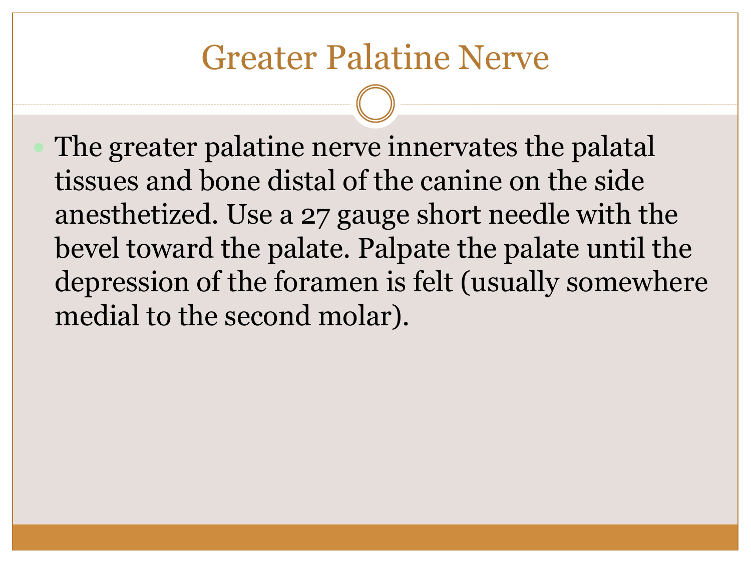# Greater Palatine Nerve

- The greater palatine nerve innervates the palatal tissues and bone distal of the canine on the side anesthetized. Use a 27 gauge short needle with the bevel toward the palate. Palpate the palate until the depression of the foramen is felt (usually somewhere medial to the second molar).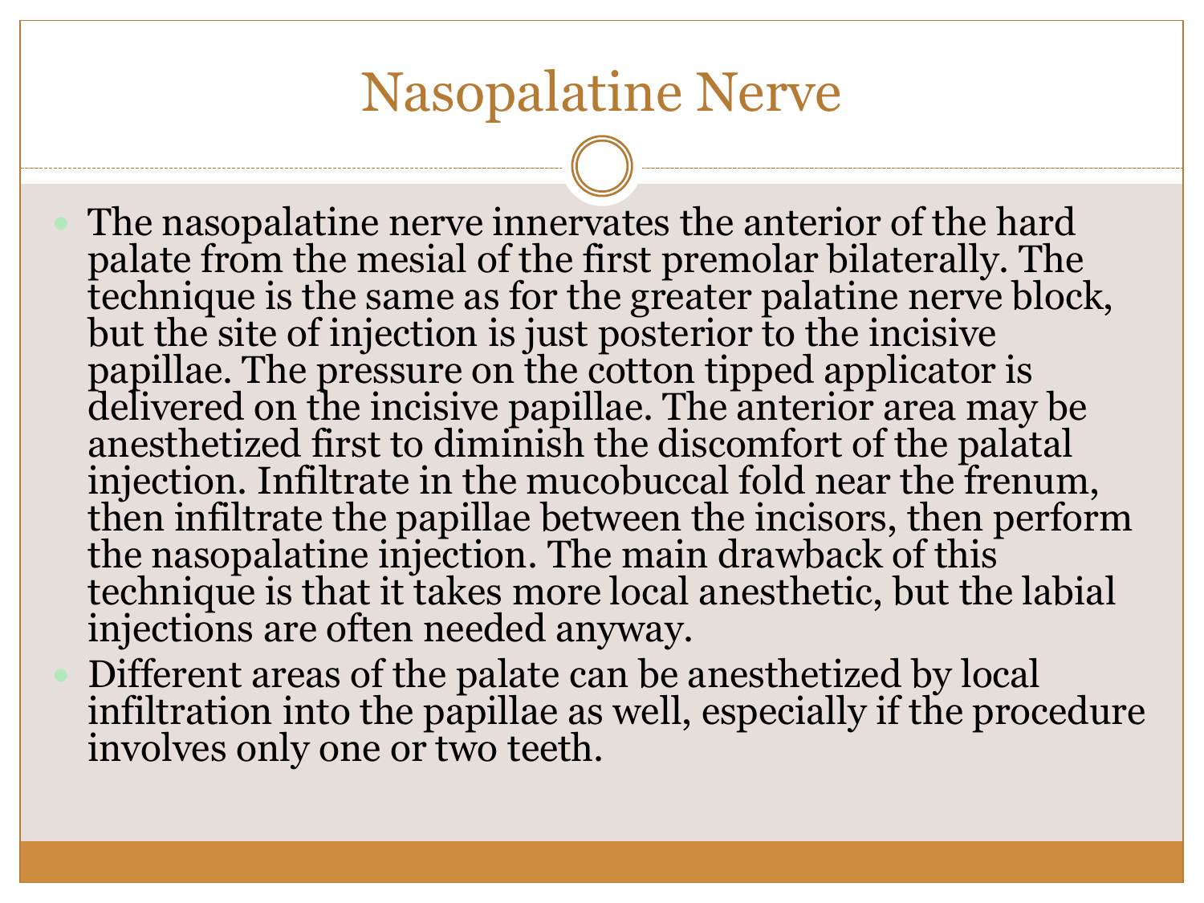# Nasopalatine Nerve

- The nasopalatine nerve innervates the anterior of the hard palate from the mesial of the first premolar bilaterally. The technique is the same as for the greater palatine nerve block, but the site of injection is just posterior to the incisive papillae. The pressure on the cotton tipped applicator is delivered on the incisive papillae. The anterior area may be anesthetized first to diminish the discomfort of the palatal injection. Infiltrate in the mucobuccal fold near the frenum, then infiltrate the papillae between the incisors, then perform the nasopalatine injection. The main drawback of this technique is that it takes more local anesthetic, but the labial injections are often needed anyway.
- Different areas of the palate can be anesthetized by local infiltration into the papillae as well, especially if the procedure involves only one or two teeth.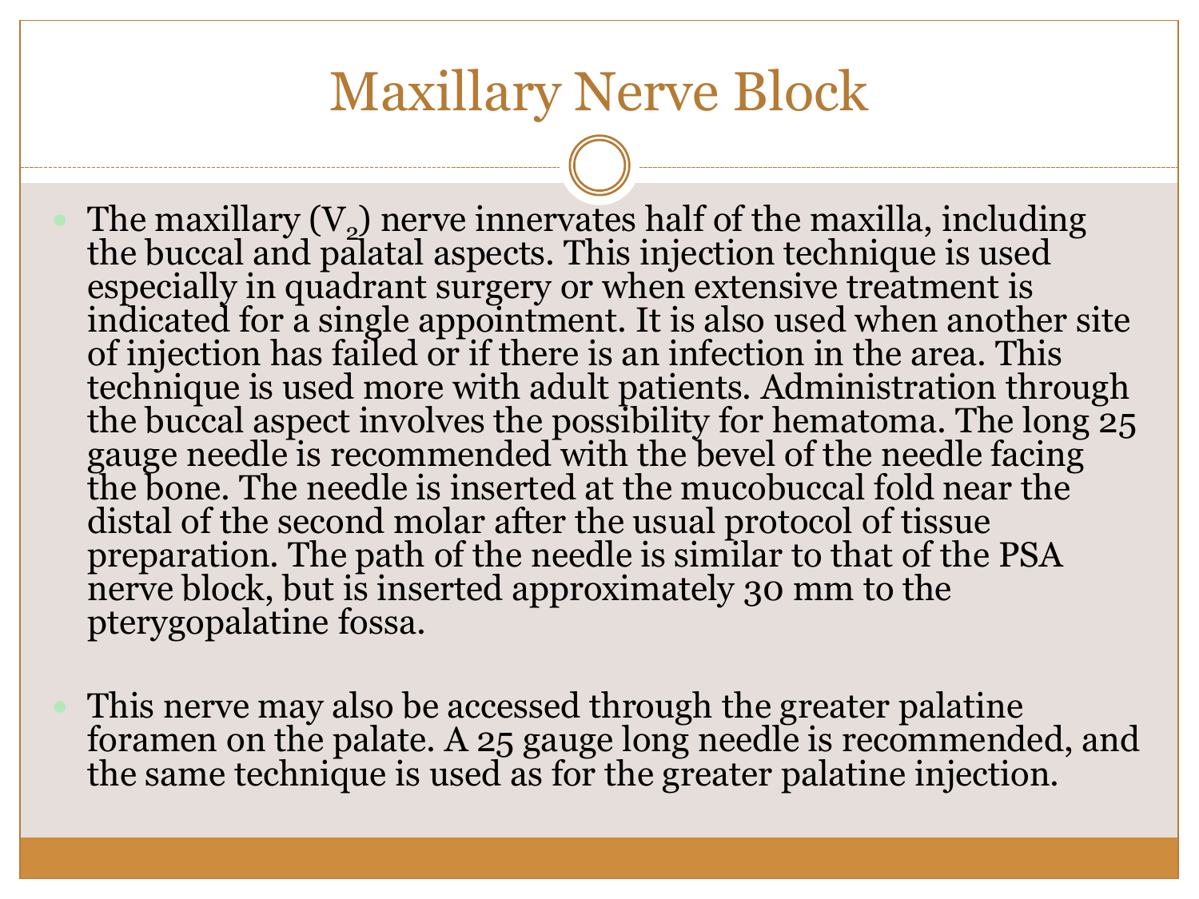# Maxillary Nerve Block

- The maxillary ($V_2$) nerve innervates half of the maxilla, including the buccal and palatal aspects. This injection technique is used especially in quadrant surgery or when extensive treatment is indicated for a single appointment. It is also used when another site of injection has failed or if there is an infection in the area. This technique is used more with adult patients. Administration through the buccal aspect involves the possibility for hematoma. The long 25 gauge needle is recommended with the bevel of the needle facing the bone. The needle is inserted at the mucobuccal fold near the distal of the second molar after the usual protocol of tissue preparation. The path of the needle is similar to that of the PSA nerve block, but is inserted approximately 30 mm to the pterygopalatine fossa.

- This nerve may also be accessed through the greater palatine foramen on the palate. A 25 gauge long needle is recommended, and the same technique is used as for the greater palatine injection.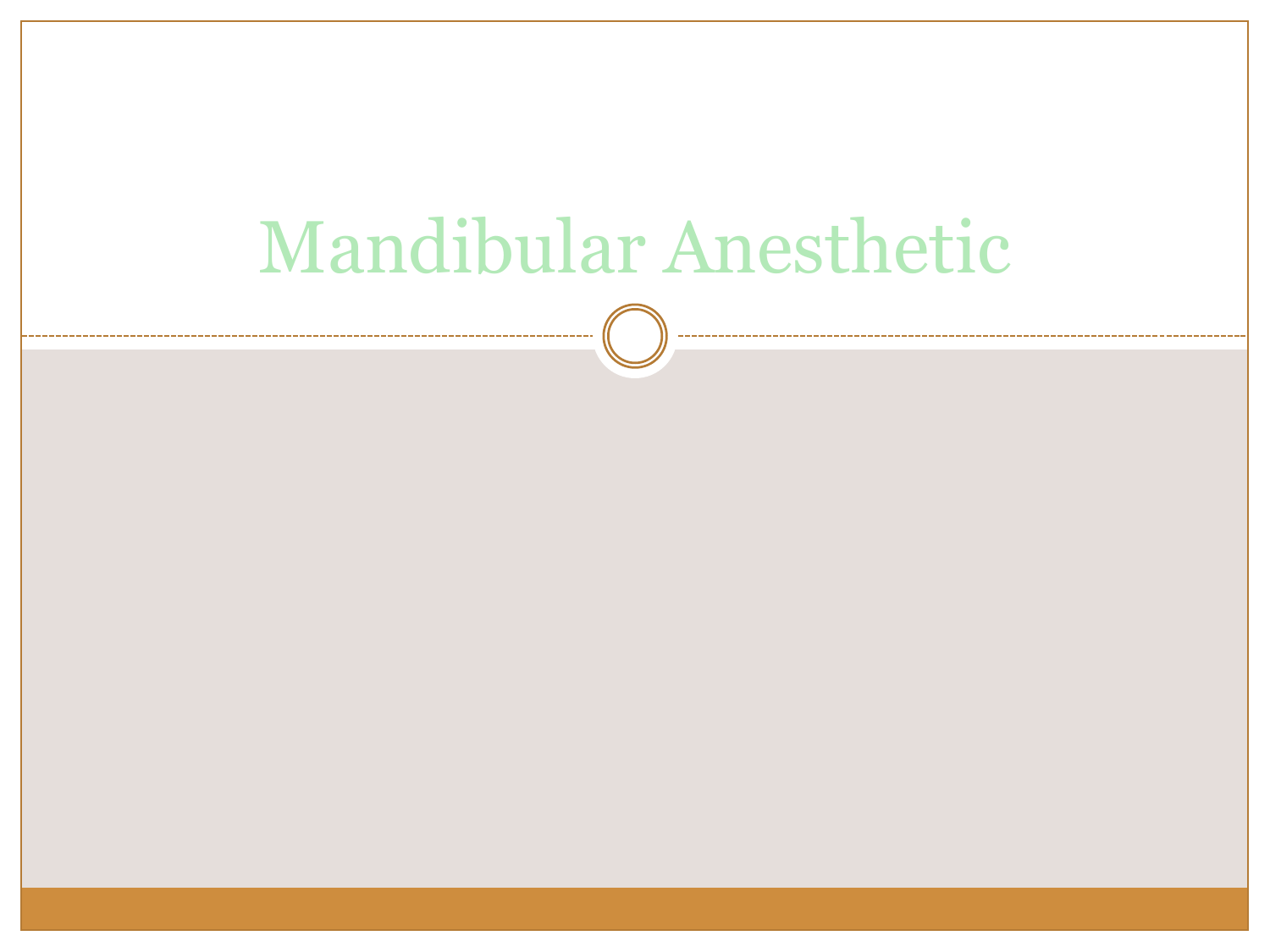# Mandibular Anesthetic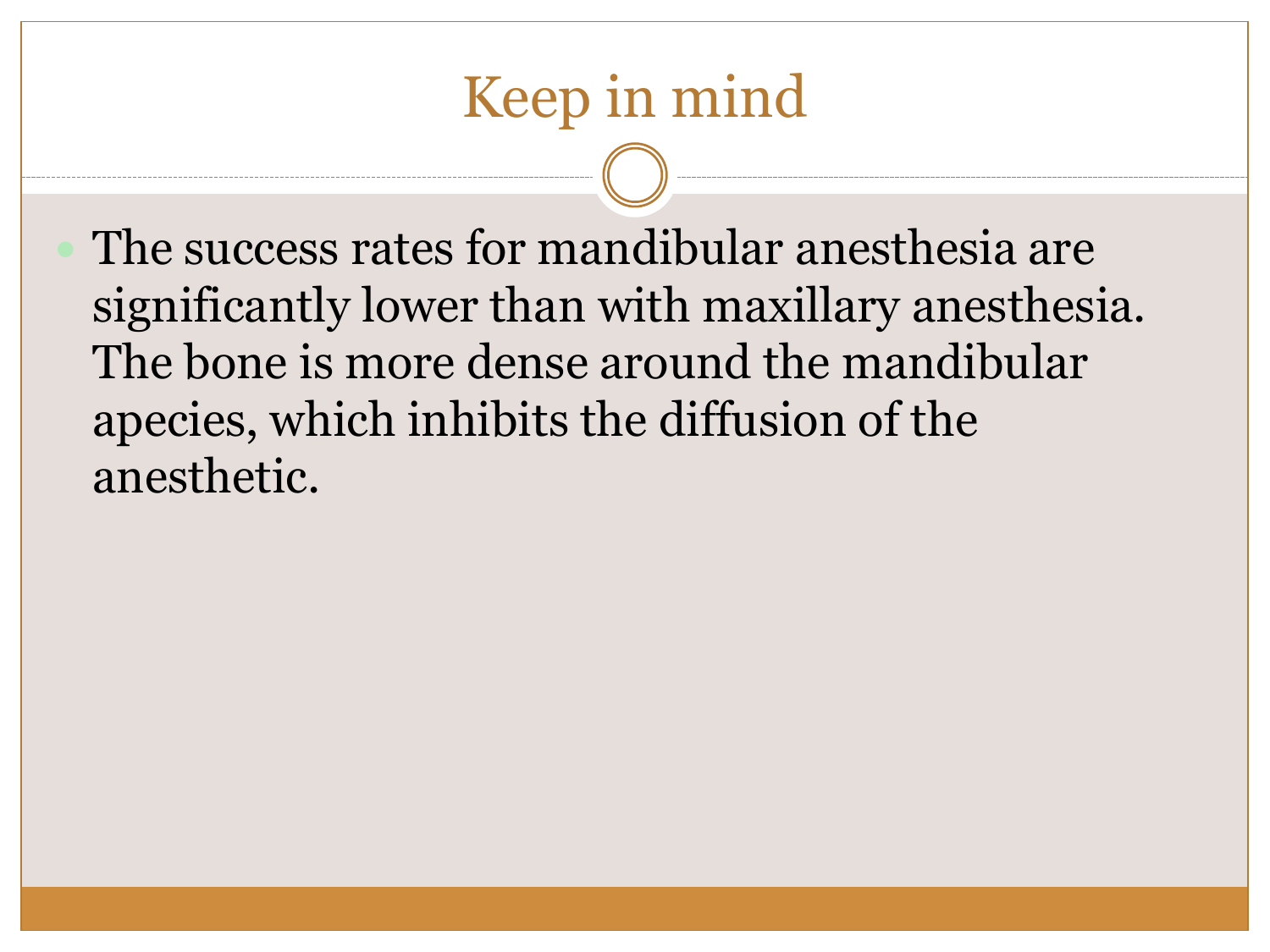# Keep in mind

- The success rates for mandibular anesthesia are significantly lower than with maxillary anesthesia. The bone is more dense around the mandibular apecies, which inhibits the diffusion of the anesthetic.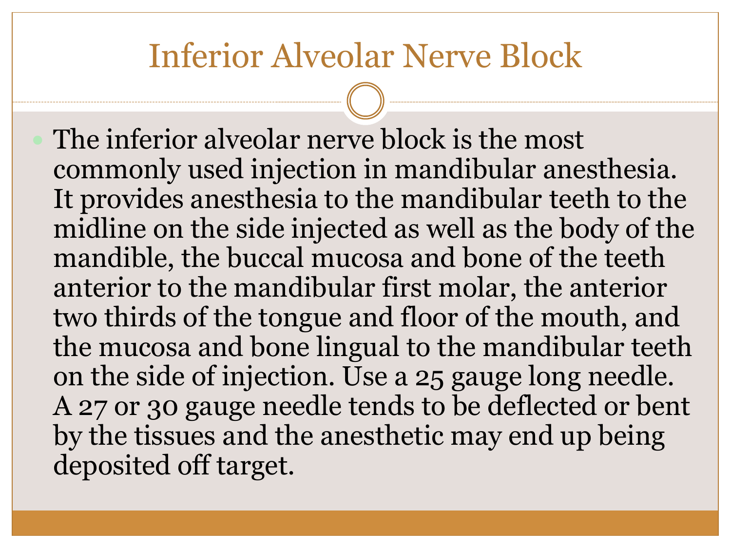# Inferior Alveolar Nerve Block

- The inferior alveolar nerve block is the most commonly used injection in mandibular anesthesia. It provides anesthesia to the mandibular teeth to the midline on the side injected as well as the body of the mandible, the buccal mucosa and bone of the teeth anterior to the mandibular first molar, the anterior two thirds of the tongue and floor of the mouth, and the mucosa and bone lingual to the mandibular teeth on the side of injection. Use a 25 gauge long needle. A 27 or 30 gauge needle tends to be deflected or bent by the tissues and the anesthetic may end up being deposited off target.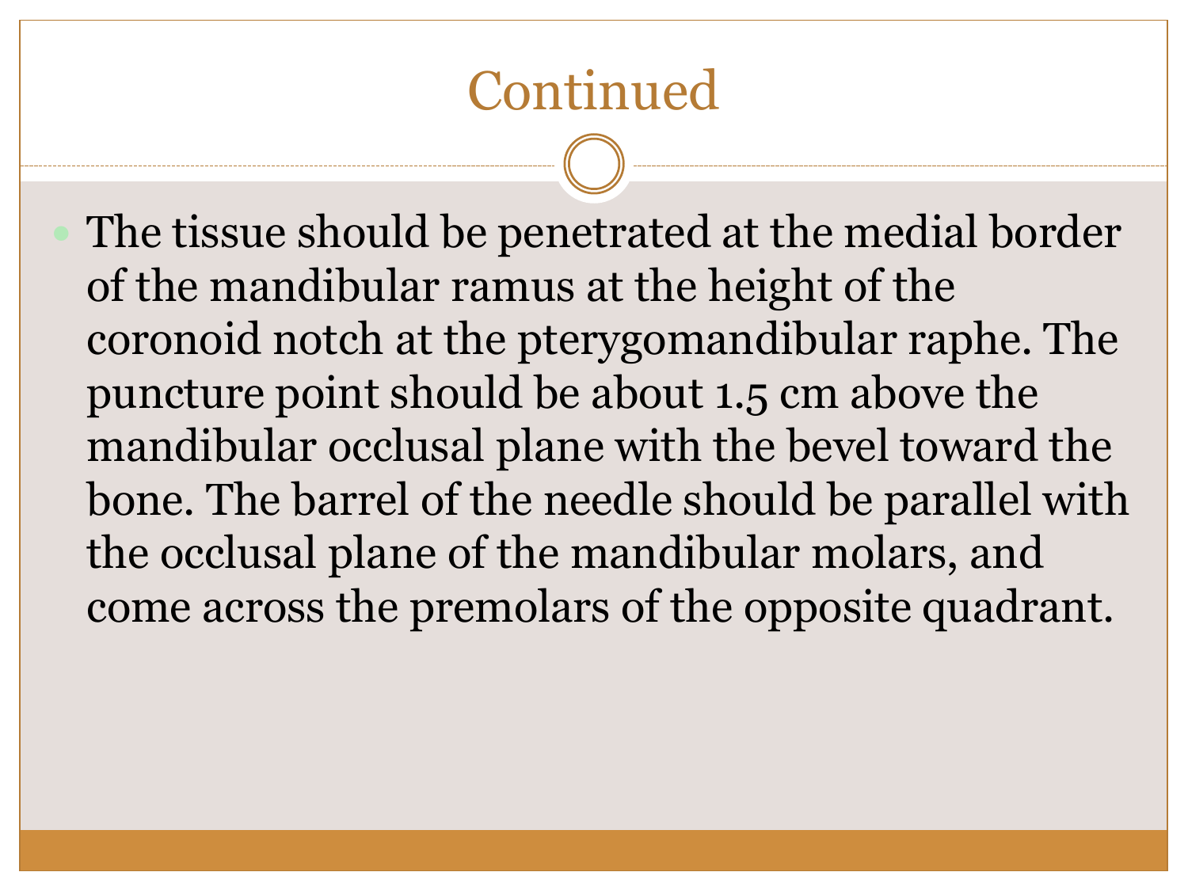# Continued

- The tissue should be penetrated at the medial border of the mandibular ramus at the height of the coronoid notch at the pterygomandibular raphe. The puncture point should be about 1.5 cm above the mandibular occlusal plane with the bevel toward the bone. The barrel of the needle should be parallel with the occlusal plane of the mandibular molars, and come across the premolars of the opposite quadrant.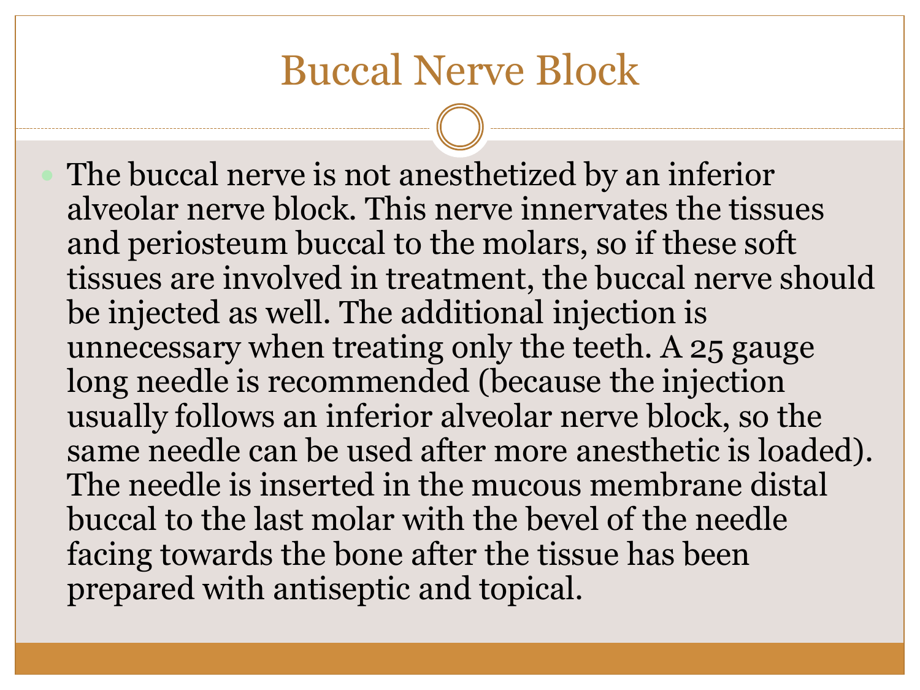# Buccal Nerve Block

- The buccal nerve is not anesthetized by an inferior alveolar nerve block. This nerve innervates the tissues and periosteum buccal to the molars, so if these soft tissues are involved in treatment, the buccal nerve should be injected as well. The additional injection is unnecessary when treating only the teeth. A 25 gauge long needle is recommended (because the injection usually follows an inferior alveolar nerve block, so the same needle can be used after more anesthetic is loaded). The needle is inserted in the mucous membrane distal buccal to the last molar with the bevel of the needle facing towards the bone after the tissue has been prepared with antiseptic and topical.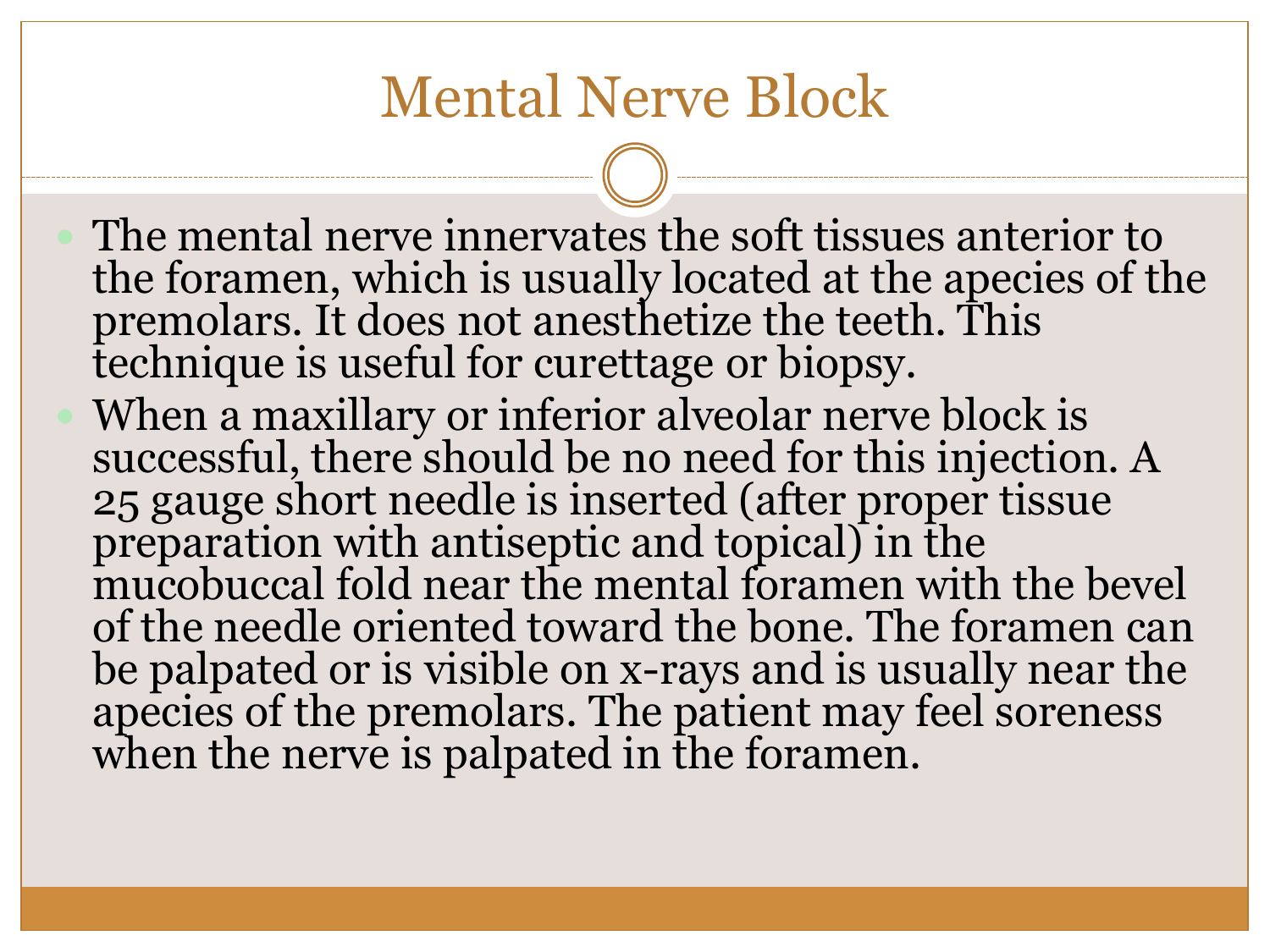# Mental Nerve Block

- The mental nerve innervates the soft tissues anterior to the foramen, which is usually located at the apecies of the premolars. It does not anesthetize the teeth. This technique is useful for curettage or biopsy.
- When a maxillary or inferior alveolar nerve block is successful, there should be no need for this injection. A 25 gauge short needle is inserted (after proper tissue preparation with antiseptic and topical) in the mucobuccal fold near the mental foramen with the bevel of the needle oriented toward the bone. The foramen can be palpated or is visible on x-rays and is usually near the apecies of the premolars. The patient may feel soreness when the nerve is palpated in the foramen.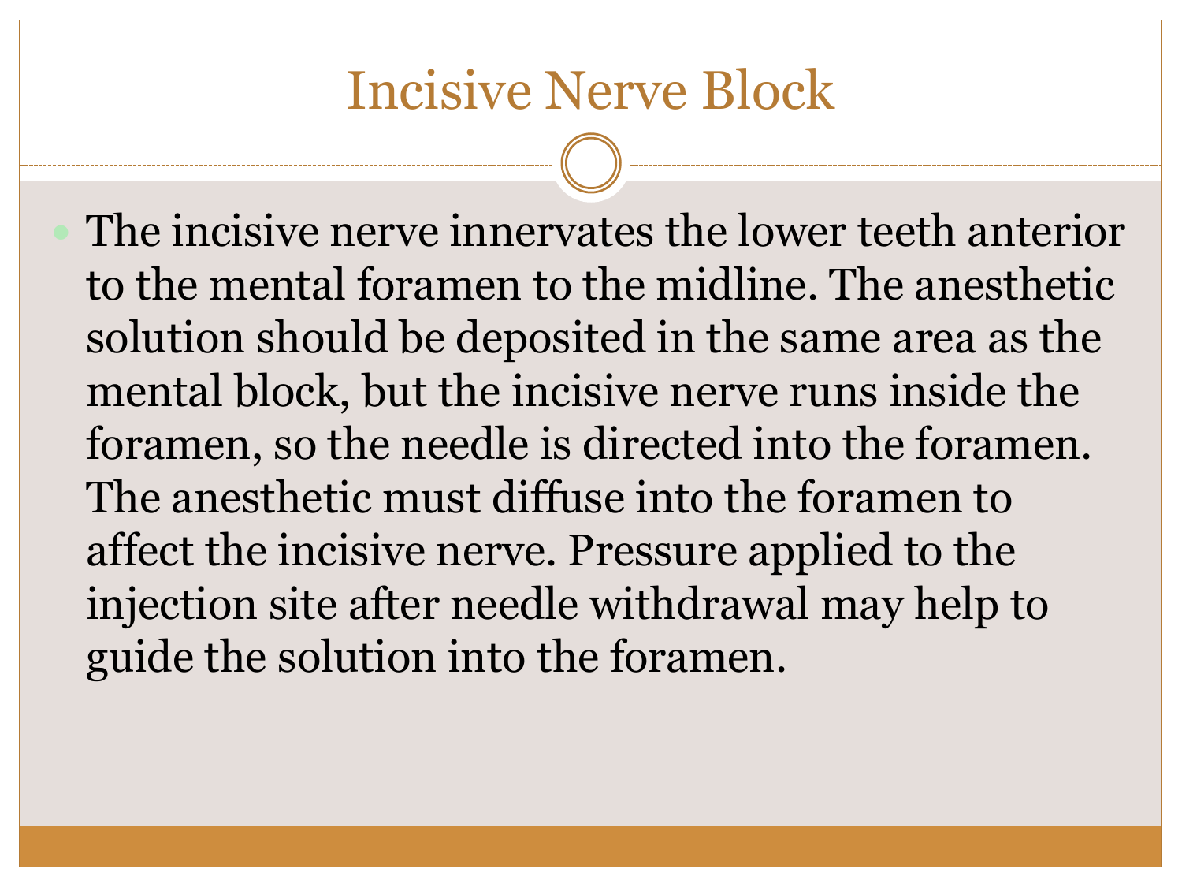# Incisive Nerve Block

- The incisive nerve innervates the lower teeth anterior to the mental foramen to the midline. The anesthetic solution should be deposited in the same area as the mental block, but the incisive nerve runs inside the foramen, so the needle is directed into the foramen. The anesthetic must diffuse into the foramen to affect the incisive nerve. Pressure applied to the injection site after needle withdrawal may help to guide the solution into the foramen.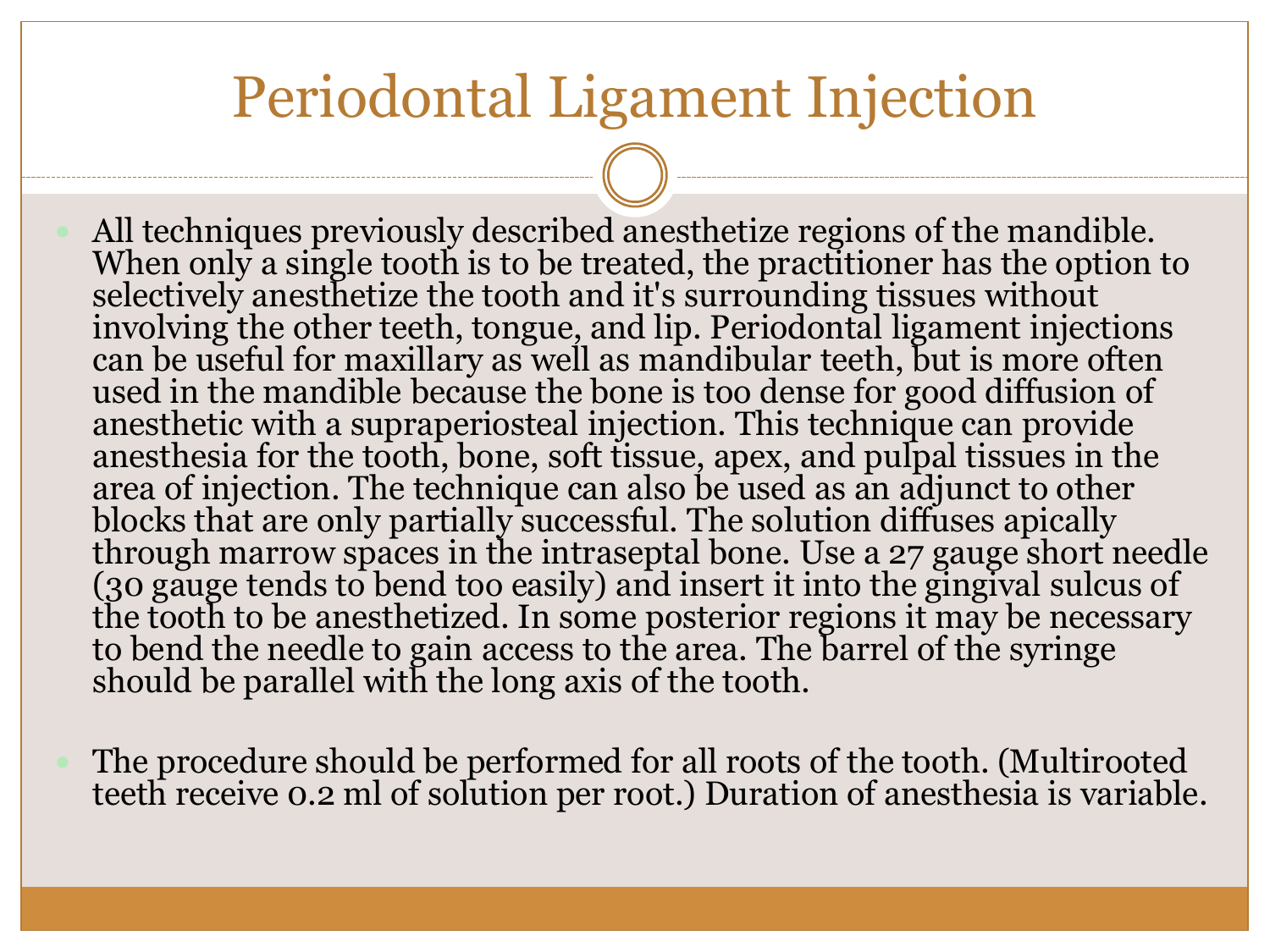# Periodontal Ligament Injection

- All techniques previously described anesthetize regions of the mandible. When only a single tooth is to be treated, the practitioner has the option to selectively anesthetize the tooth and it's surrounding tissues without involving the other teeth, tongue, and lip. Periodontal ligament injections can be useful for maxillary as well as mandibular teeth, but is more often used in the mandible because the bone is too dense for good diffusion of anesthetic with a supraperiosteal injection. This technique can provide anesthesia for the tooth, bone, soft tissue, apex, and pulpal tissues in the area of injection. The technique can also be used as an adjunct to other blocks that are only partially successful. The solution diffuses apically through marrow spaces in the intraseptal bone. Use a 27 gauge short needle (30 gauge tends to bend too easily) and insert it into the gingival sulcus of the tooth to be anesthetized. In some posterior regions it may be necessary to bend the needle to gain access to the area. The barrel of the syringe should be parallel with the long axis of the tooth.

- The procedure should be performed for all roots of the tooth. (Multirooted teeth receive 0.2 ml of solution per root.) Duration of anesthesia is variable.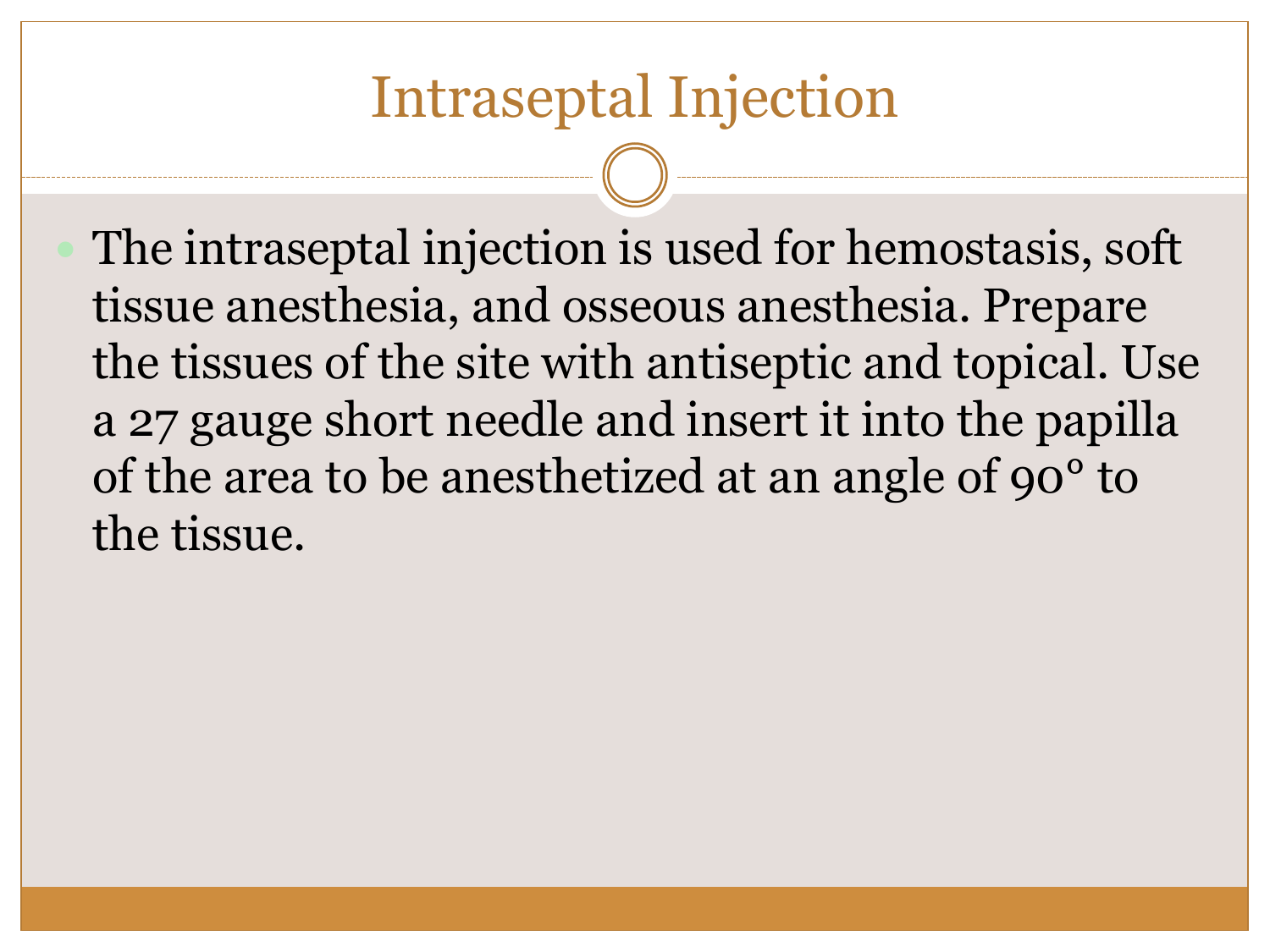# Intraseptal Injection

- The intraseptal injection is used for hemostasis, soft tissue anesthesia, and osseous anesthesia. Prepare the tissues of the site with antiseptic and topical. Use a 27 gauge short needle and insert it into the papilla of the area to be anesthetized at an angle of 90° to the tissue.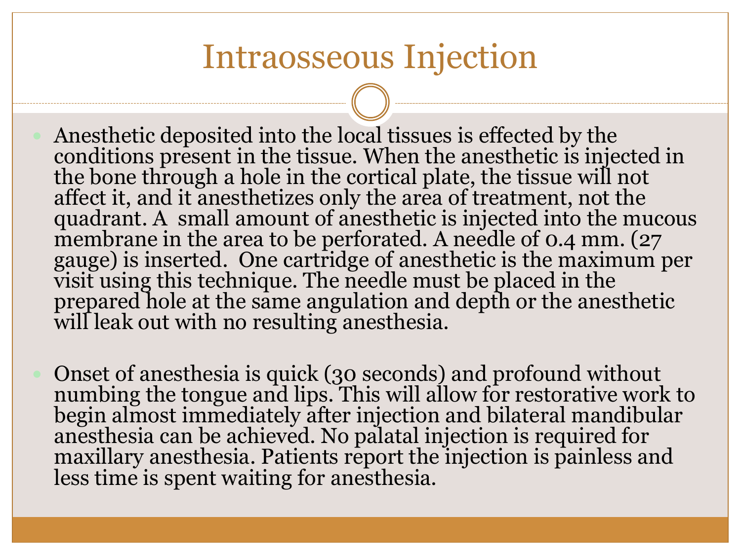# Intraosseous Injection

- Anesthetic deposited into the local tissues is effected by the conditions present in the tissue. When the anesthetic is injected in the bone through a hole in the cortical plate, the tissue will not affect it, and it anesthetizes only the area of treatment, not the quadrant. A small amount of anesthetic is injected into the mucous membrane in the area to be perforated. A needle of 0.4 mm. (27 gauge) is inserted. One cartridge of anesthetic is the maximum per visit using this technique. The needle must be placed in the prepared hole at the same angulation and depth or the anesthetic will leak out with no resulting anesthesia.

- Onset of anesthesia is quick (30 seconds) and profound without numbing the tongue and lips. This will allow for restorative work to begin almost immediately after injection and bilateral mandibular anesthesia can be achieved. No palatal injection is required for maxillary anesthesia. Patients report the injection is painless and less time is spent waiting for anesthesia.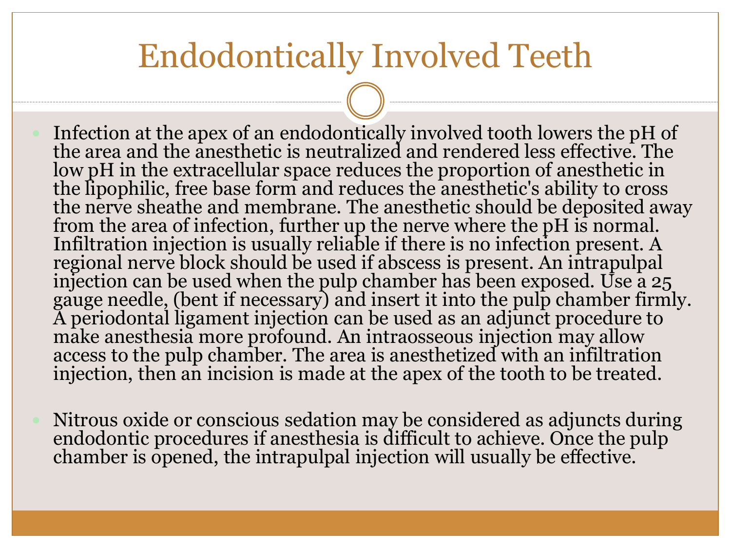# Endodontically Involved Teeth

- Infection at the apex of an endodontically involved tooth lowers the pH of the area and the anesthetic is neutralized and rendered less effective. The low pH in the extracellular space reduces the proportion of anesthetic in the lipophilic, free base form and reduces the anesthetic's ability to cross the nerve sheathe and membrane. The anesthetic should be deposited away from the area of infection, further up the nerve where the pH is normal. Infiltration injection is usually reliable if there is no infection present. A regional nerve block should be used if abscess is present. An intrapulpal injection can be used when the pulp chamber has been exposed. Use a 25 gauge needle, (bent if necessary) and insert it into the pulp chamber firmly. A periodontal ligament injection can be used as an adjunct procedure to make anesthesia more profound. An intraosseous injection may allow access to the pulp chamber. The area is anesthetized with an infiltration injection, then an incision is made at the apex of the tooth to be treated.

- Nitrous oxide or conscious sedation may be considered as adjuncts during endodontic procedures if anesthesia is difficult to achieve. Once the pulp chamber is opened, the intrapulpal injection will usually be effective.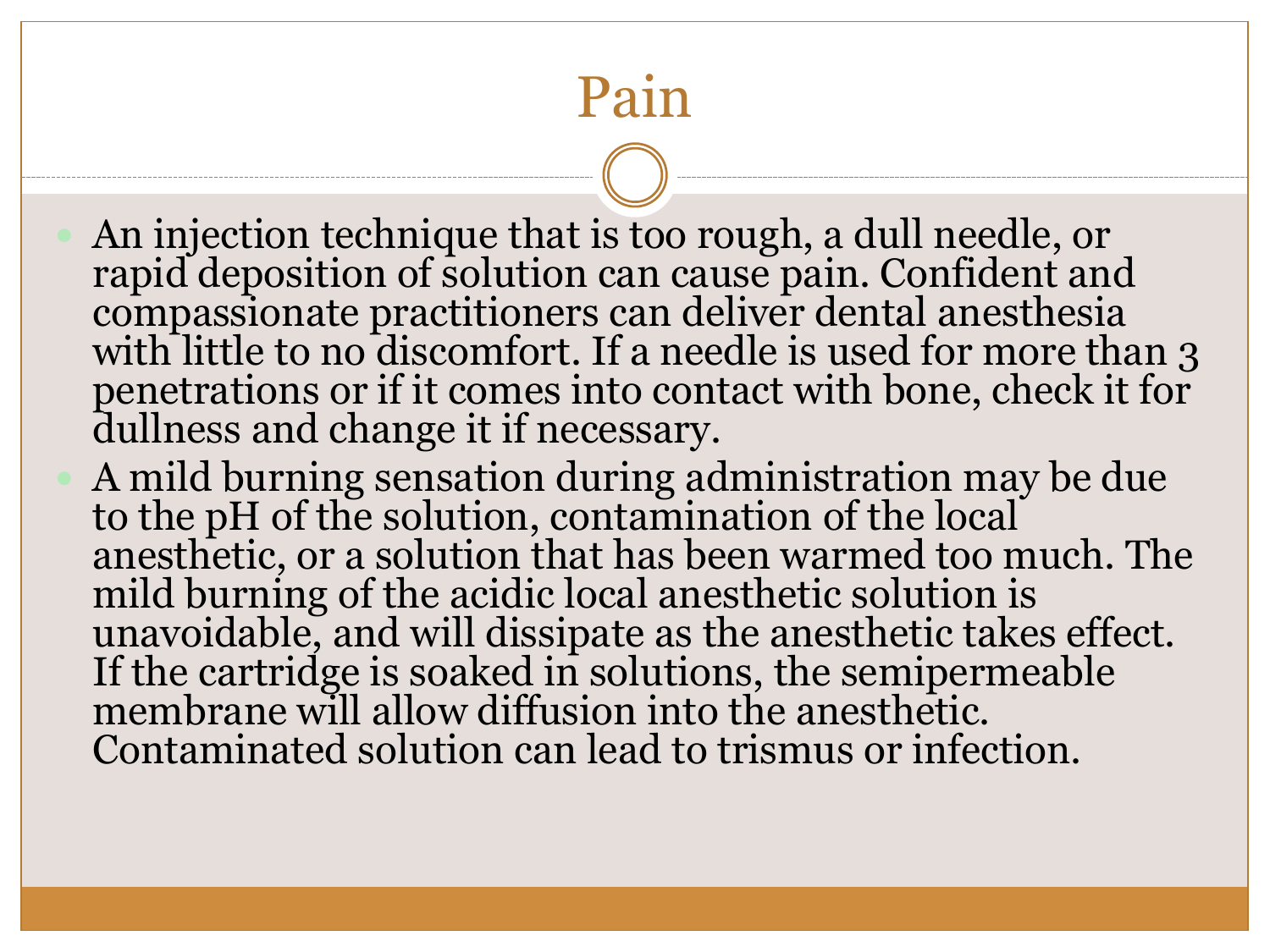# Pain

- An injection technique that is too rough, a dull needle, or rapid deposition of solution can cause pain. Confident and compassionate practitioners can deliver dental anesthesia with little to no discomfort. If a needle is used for more than 3 penetrations or if it comes into contact with bone, check it for dullness and change it if necessary.
- A mild burning sensation during administration may be due to the pH of the solution, contamination of the local anesthetic, or a solution that has been warmed too much. The mild burning of the acidic local anesthetic solution is unavoidable, and will dissipate as the anesthetic takes effect. If the cartridge is soaked in solutions, the semipermeable membrane will allow diffusion into the anesthetic. Contaminated solution can lead to trismus or infection.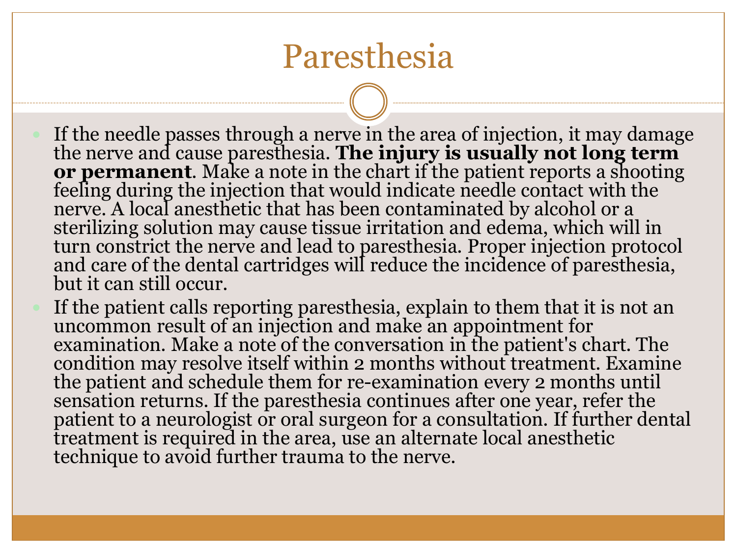# Paresthesia

- If the needle passes through a nerve in the area of injection, it may damage the nerve and cause paresthesia. **The injury is usually not long term or permanent**. Make a note in the chart if the patient reports a shooting feeling during the injection that would indicate needle contact with the nerve. A local anesthetic that has been contaminated by alcohol or a sterilizing solution may cause tissue irritation and edema, which will in turn constrict the nerve and lead to paresthesia. Proper injection protocol and care of the dental cartridges will reduce the incidence of paresthesia, but it can still occur.
- If the patient calls reporting paresthesia, explain to them that it is not an uncommon result of an injection and make an appointment for examination. Make a note of the conversation in the patient's chart. The condition may resolve itself within 2 months without treatment. Examine the patient and schedule them for re-examination every 2 months until sensation returns. If the paresthesia continues after one year, refer the patient to a neurologist or oral surgeon for a consultation. If further dental treatment is required in the area, use an alternate local anesthetic technique to avoid further trauma to the nerve.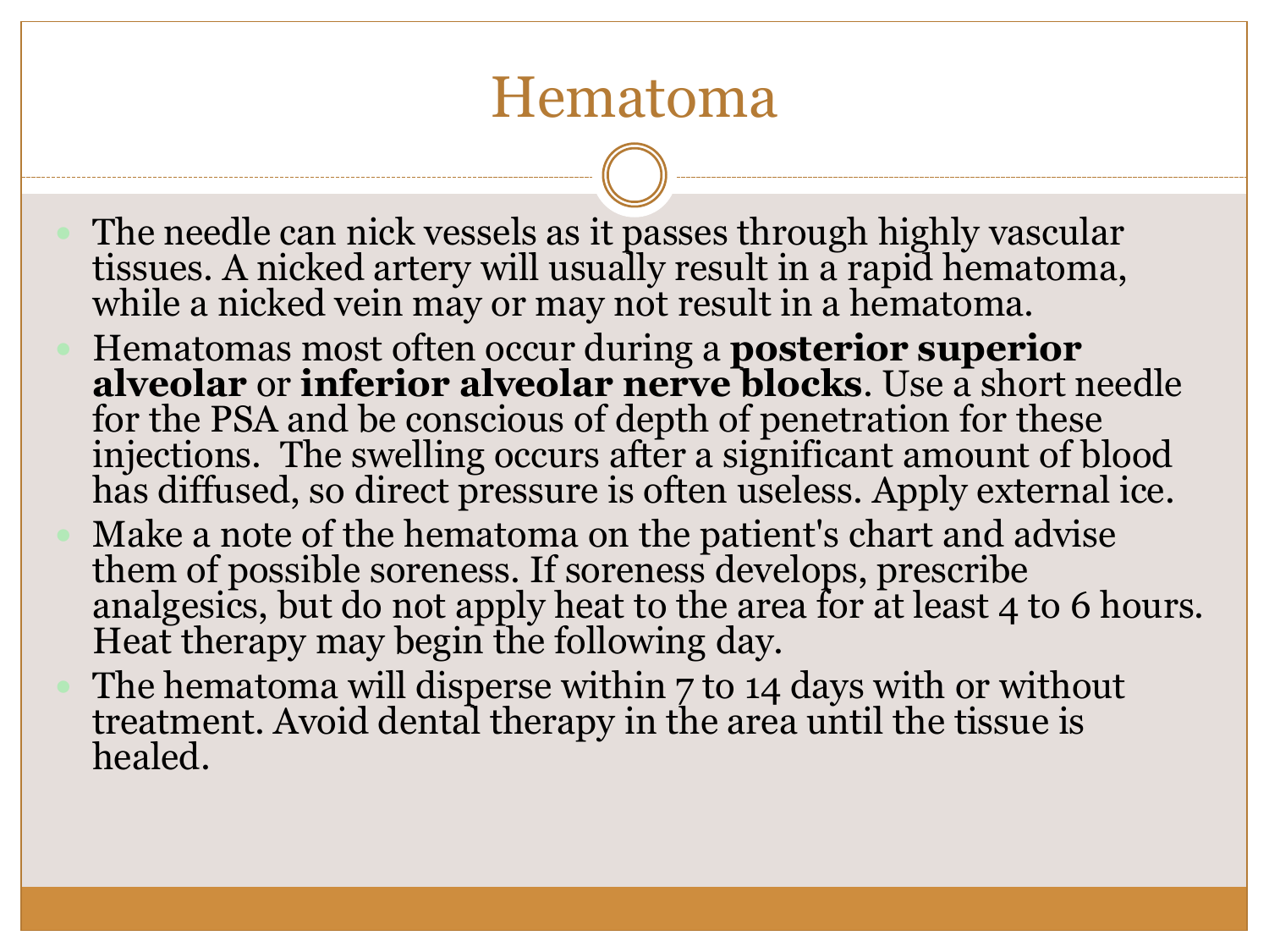# Hematoma

- The needle can nick vessels as it passes through highly vascular tissues. A nicked artery will usually result in a rapid hematoma, while a nicked vein may or may not result in a hematoma.
- Hematomas most often occur during a **posterior superior alveolar** or **inferior alveolar nerve blocks**. Use a short needle for the PSA and be conscious of depth of penetration for these injections. The swelling occurs after a significant amount of blood has diffused, so direct pressure is often useless. Apply external ice.
- Make a note of the hematoma on the patient's chart and advise them of possible soreness. If soreness develops, prescribe analgesics, but do not apply heat to the area for at least 4 to 6 hours. Heat therapy may begin the following day.
- The hematoma will disperse within 7 to 14 days with or without treatment. Avoid dental therapy in the area until the tissue is healed.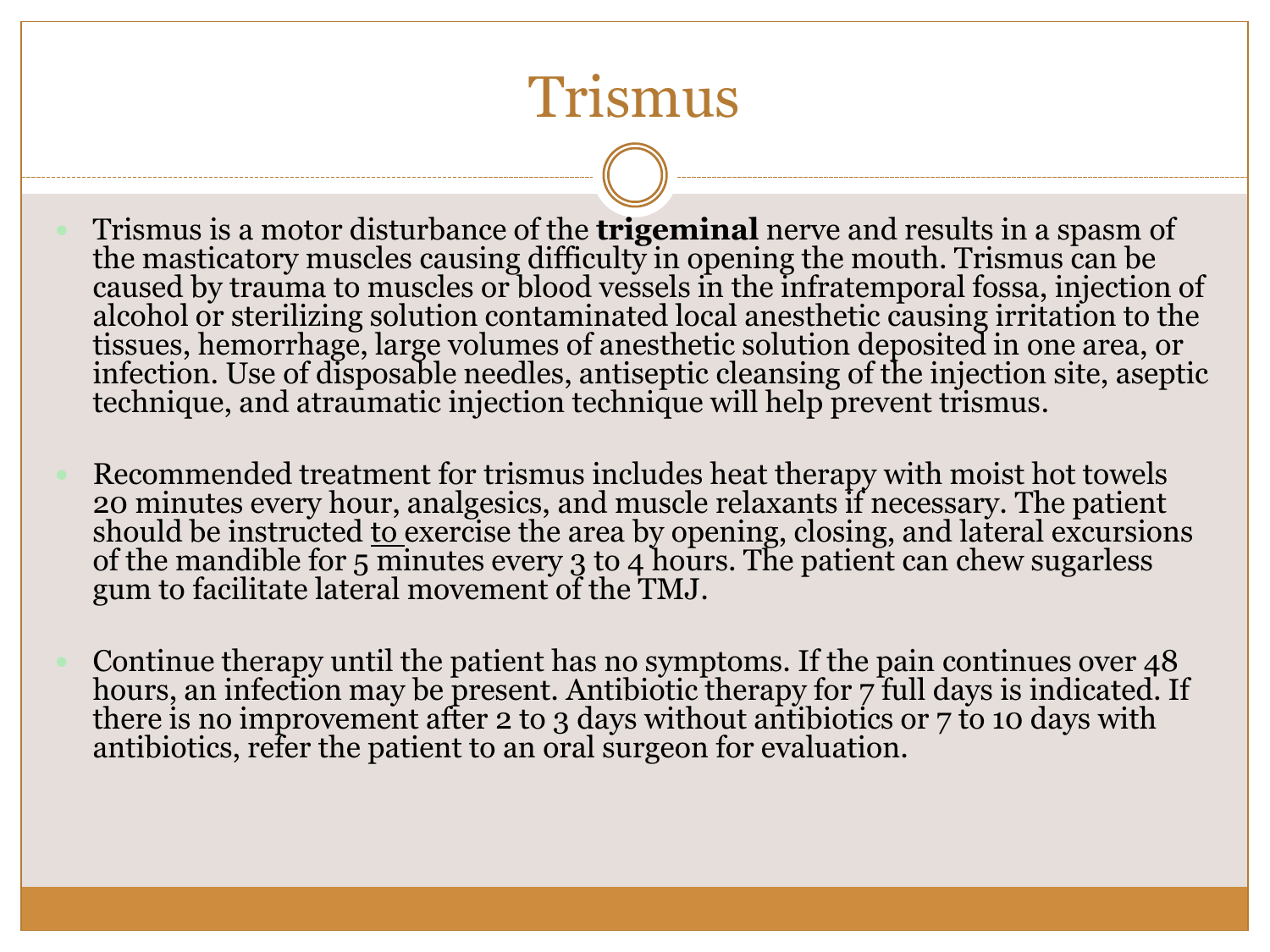# Trismus

- Trismus is a motor disturbance of the **trigeminal** nerve and results in a spasm of the masticatory muscles causing difficulty in opening the mouth. Trismus can be caused by trauma to muscles or blood vessels in the infratemporal fossa, injection of alcohol or sterilizing solution contaminated local anesthetic causing irritation to the tissues, hemorrhage, large volumes of anesthetic solution deposited in one area, or infection. Use of disposable needles, antiseptic cleansing of the injection site, aseptic technique, and atraumatic injection technique will help prevent trismus.

- Recommended treatment for trismus includes heat therapy with moist hot towels 20 minutes every hour, analgesics, and muscle relaxants if necessary. The patient should be instructed to exercise the area by opening, closing, and lateral excursions of the mandible for 5 minutes every 3 to 4 hours. The patient can chew sugarless gum to facilitate lateral movement of the TMJ.

- Continue therapy until the patient has no symptoms. If the pain continues over 48 hours, an infection may be present. Antibiotic therapy for 7 full days is indicated. If there is no improvement after 2 to 3 days without antibiotics or 7 to 10 days with antibiotics, refer the patient to an oral surgeon for evaluation.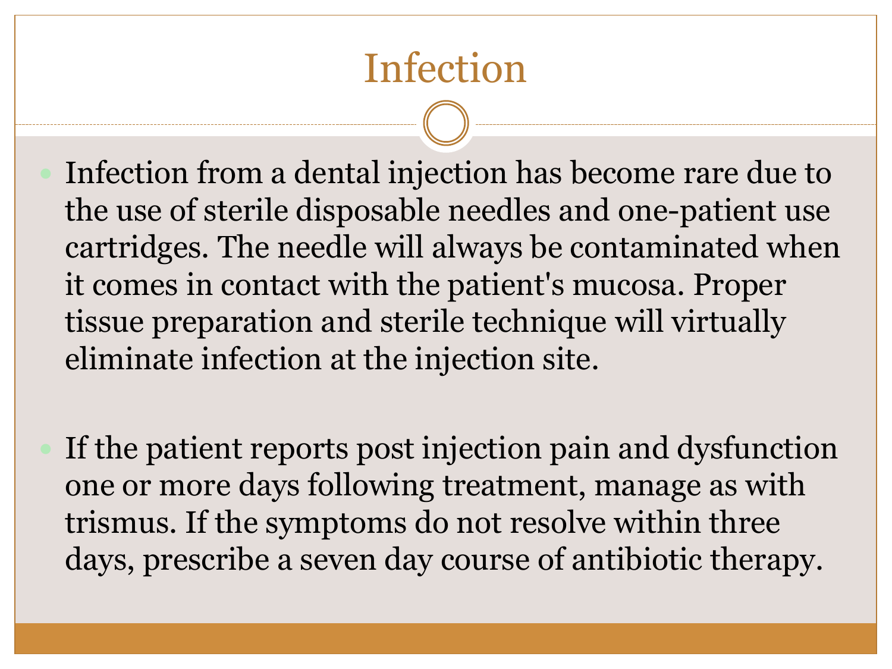# Infection

- Infection from a dental injection has become rare due to the use of sterile disposable needles and one-patient use cartridges. The needle will always be contaminated when it comes in contact with the patient's mucosa. Proper tissue preparation and sterile technique will virtually eliminate infection at the injection site.

- If the patient reports post injection pain and dysfunction one or more days following treatment, manage as with trismus. If the symptoms do not resolve within three days, prescribe a seven day course of antibiotic therapy.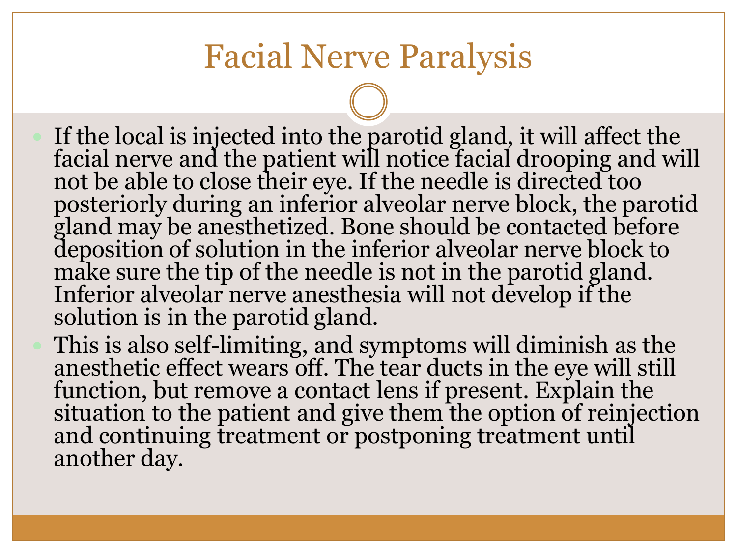# Facial Nerve Paralysis

- If the local is injected into the parotid gland, it will affect the facial nerve and the patient will notice facial drooping and will not be able to close their eye. If the needle is directed too posteriorly during an inferior alveolar nerve block, the parotid gland may be anesthetized. Bone should be contacted before deposition of solution in the inferior alveolar nerve block to make sure the tip of the needle is not in the parotid gland. Inferior alveolar nerve anesthesia will not develop if the solution is in the parotid gland.
- This is also self-limiting, and symptoms will diminish as the anesthetic effect wears off. The tear ducts in the eye will still function, but remove a contact lens if present. Explain the situation to the patient and give them the option of reinjection and continuing treatment or postponing treatment until another day.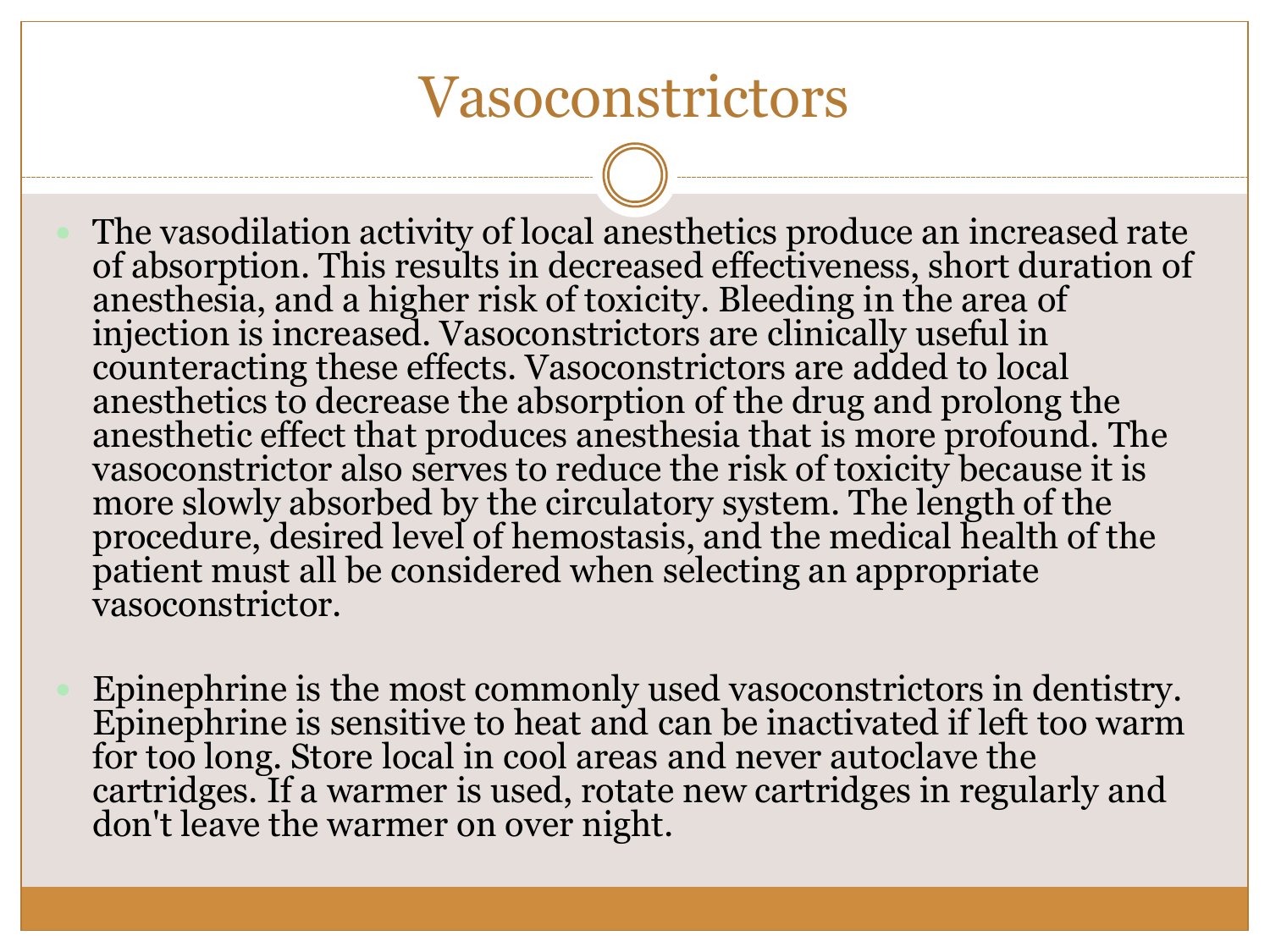# Vasoconstrictors

- The vasodilation activity of local anesthetics produce an increased rate of absorption. This results in decreased effectiveness, short duration of anesthesia, and a higher risk of toxicity. Bleeding in the area of injection is increased. Vasoconstrictors are clinically useful in counteracting these effects. Vasoconstrictors are added to local anesthetics to decrease the absorption of the drug and prolong the anesthetic effect that produces anesthesia that is more profound. The vasoconstrictor also serves to reduce the risk of toxicity because it is more slowly absorbed by the circulatory system. The length of the procedure, desired level of hemostasis, and the medical health of the patient must all be considered when selecting an appropriate vasoconstrictor.

- Epinephrine is the most commonly used vasoconstrictors in dentistry. Epinephrine is sensitive to heat and can be inactivated if left too warm for too long. Store local in cool areas and never autoclave the cartridges. If a warmer is used, rotate new cartridges in regularly and don't leave the warmer on over night.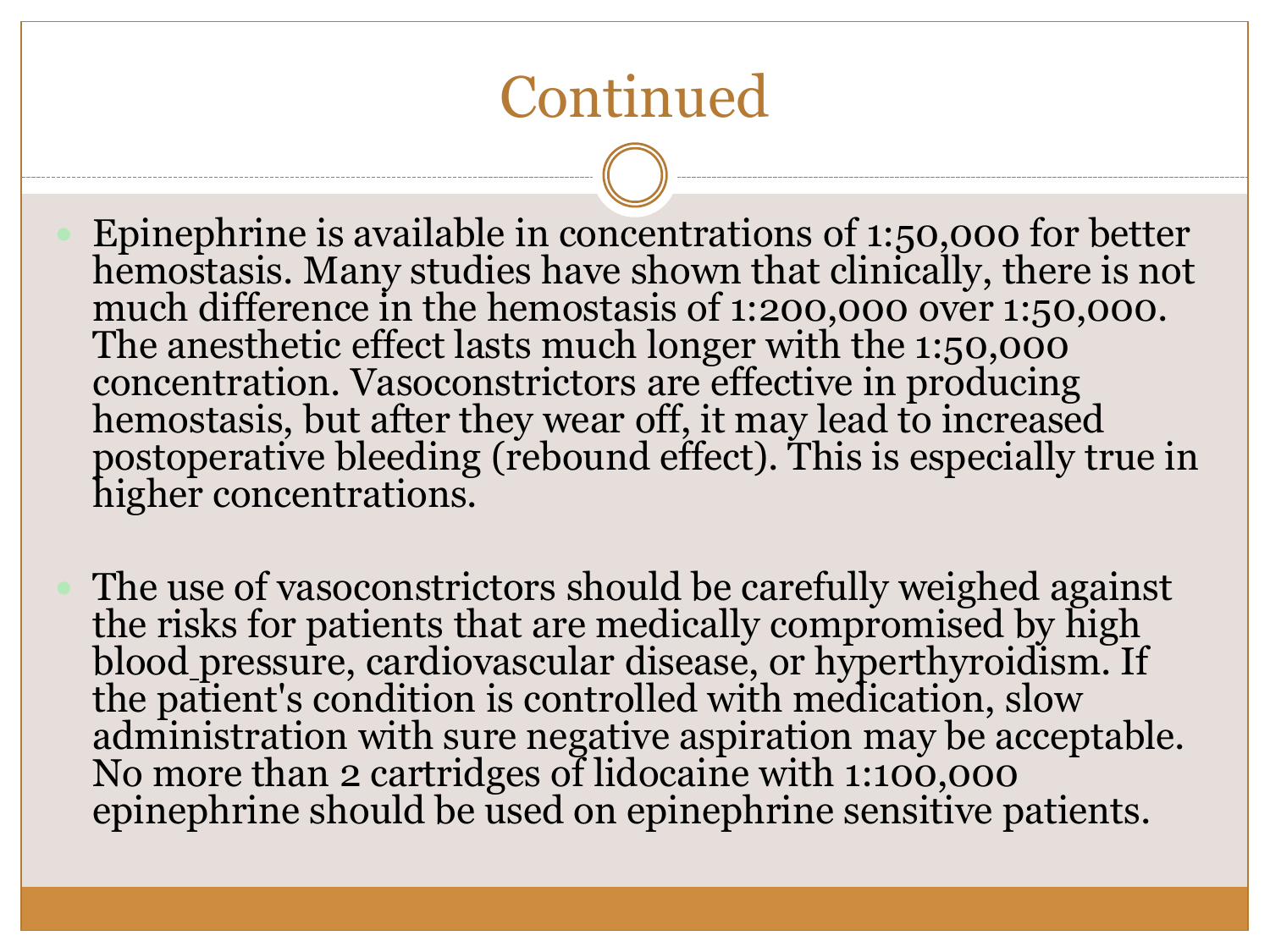# Continued

- Epinephrine is available in concentrations of 1:50,000 for better hemostasis. Many studies have shown that clinically, there is not much difference in the hemostasis of 1:200,000 over 1:50,000. The anesthetic effect lasts much longer with the 1:50,000 concentration. Vasoconstrictors are effective in producing hemostasis, but after they wear off, it may lead to increased postoperative bleeding (rebound effect). This is especially true in higher concentrations.

- The use of vasoconstrictors should be carefully weighed against the risks for patients that are medically compromised by high blood pressure, cardiovascular disease, or hyperthyroidism. If the patient's condition is controlled with medication, slow administration with sure negative aspiration may be acceptable. No more than 2 cartridges of lidocaine with 1:100,000 epinephrine should be used on epinephrine sensitive patients.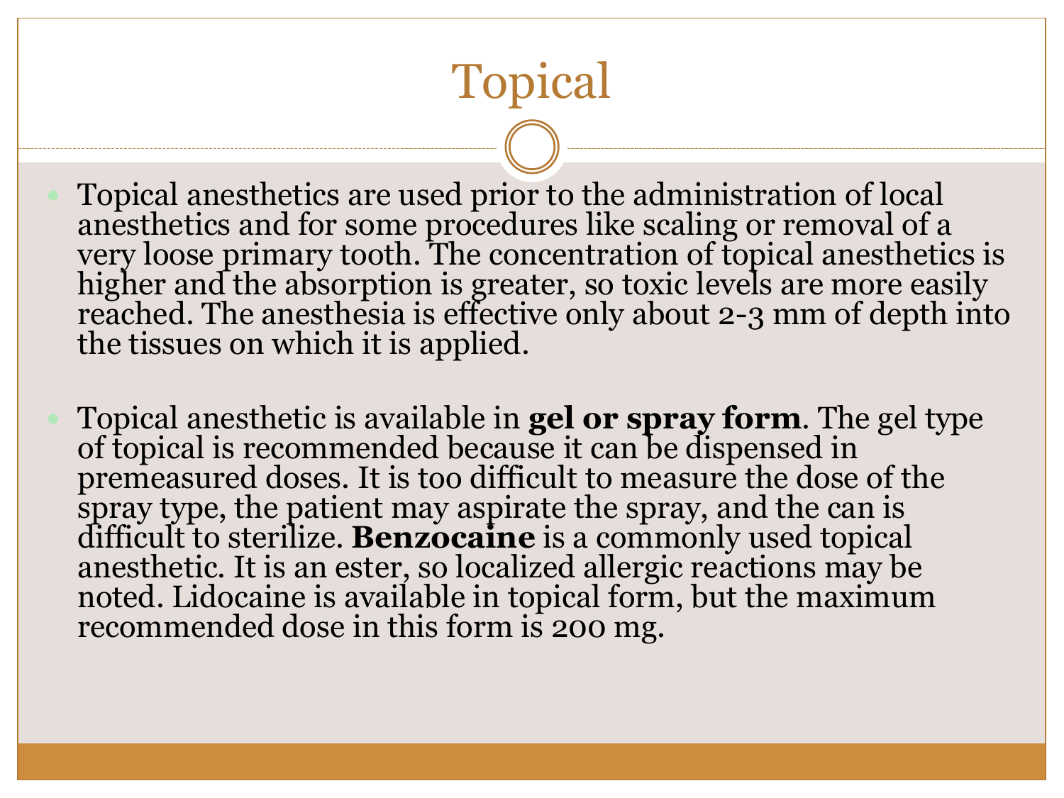# Topical

- Topical anesthetics are used prior to the administration of local anesthetics and for some procedures like scaling or removal of a very loose primary tooth. The concentration of topical anesthetics is higher and the absorption is greater, so toxic levels are more easily reached. The anesthesia is effective only about 2-3 mm of depth into the tissues on which it is applied.

- Topical anesthetic is available in **gel or spray form**. The gel type of topical is recommended because it can be dispensed in premeasured doses. It is too difficult to measure the dose of the spray type, the patient may aspirate the spray, and the can is difficult to sterilize. **Benzocaine** is a commonly used topical anesthetic. It is an ester, so localized allergic reactions may be noted. Lidocaine is available in topical form, but the maximum recommended dose in this form is 200 mg.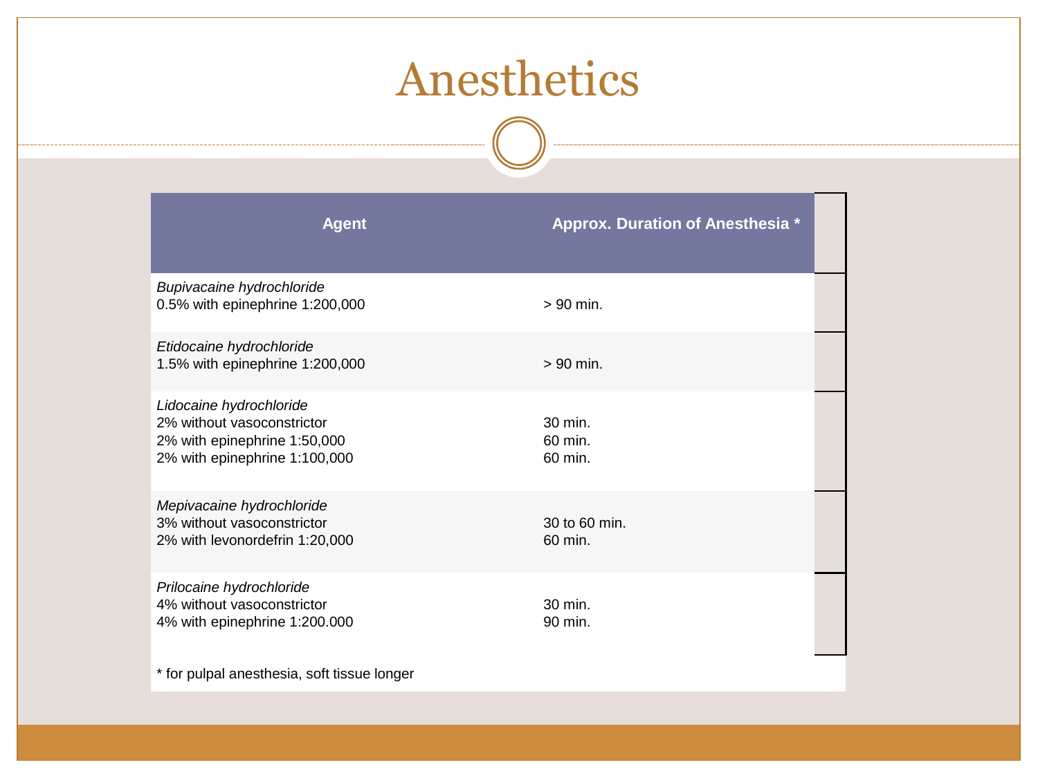# Anesthetics

| Agent | Approx. Duration of Anesthesia * |
|---|---|
| *Bupivacaine hydrochloride*<br>0.5% with epinephrine 1:200,000 | > 90 min. |
| *Etidocaine hydrochloride*<br>1.5% with epinephrine 1:200,000 | > 90 min. |
| *Lidocaine hydrochloride*<br>2% without vasoconstrictor<br>2% with epinephrine 1:50,000<br>2% with epinephrine 1:100,000 | 30 min.<br>60 min.<br>60 min. |
| *Mepivacaine hydrochloride*<br>3% without vasoconstrictor<br>2% with levonordefrin 1:20,000 | 30 to 60 min.<br>60 min. |
| *Prilocaine hydrochloride*<br>4% without vasoconstrictor<br>4% with epinephrine 1:200.000 | 30 min.<br>90 min. |

* for pulpal anesthesia, soft tissue longer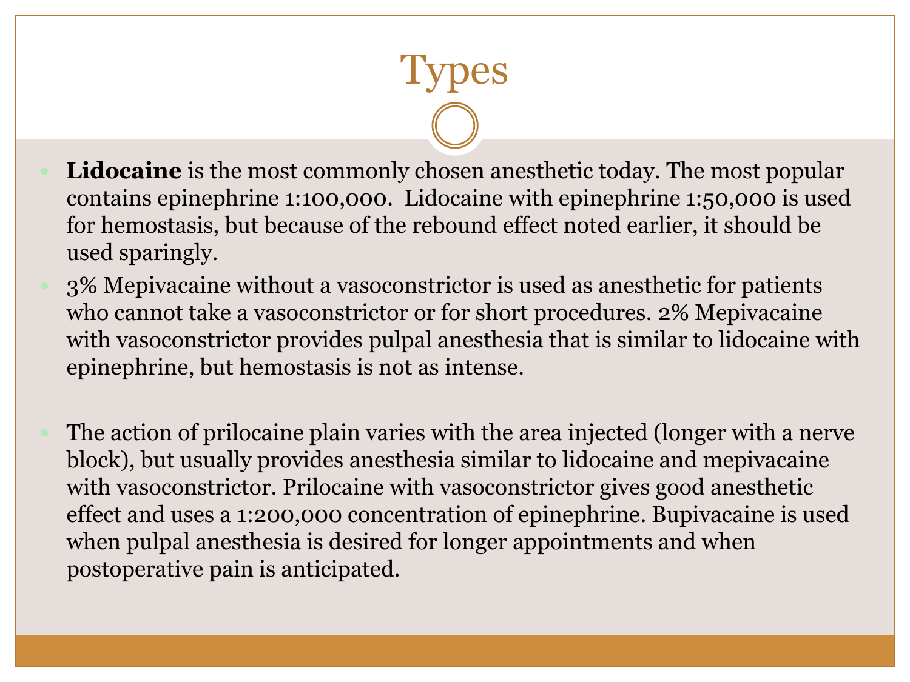# Types

- **Lidocaine** is the most commonly chosen anesthetic today. The most popular contains epinephrine 1:100,000. Lidocaine with epinephrine 1:50,000 is used for hemostasis, but because of the rebound effect noted earlier, it should be used sparingly.
- 3% Mepivacaine without a vasoconstrictor is used as anesthetic for patients who cannot take a vasoconstrictor or for short procedures. 2% Mepivacaine with vasoconstrictor provides pulpal anesthesia that is similar to lidocaine with epinephrine, but hemostasis is not as intense.
- The action of prilocaine plain varies with the area injected (longer with a nerve block), but usually provides anesthesia similar to lidocaine and mepivacaine with vasoconstrictor. Prilocaine with vasoconstrictor gives good anesthetic effect and uses a 1:200,000 concentration of epinephrine. Bupivacaine is used when pulpal anesthesia is desired for longer appointments and when postoperative pain is anticipated.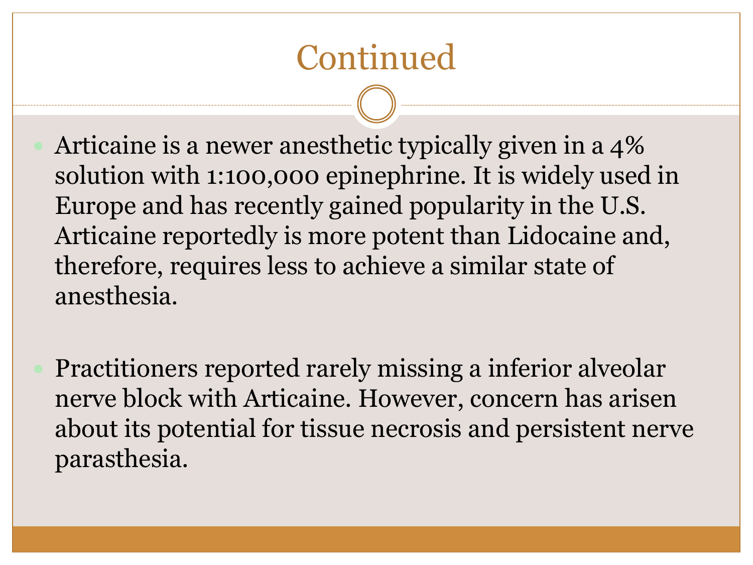# Continued

- Articaine is a newer anesthetic typically given in a 4% solution with 1:100,000 epinephrine. It is widely used in Europe and has recently gained popularity in the U.S. Articaine reportedly is more potent than Lidocaine and, therefore, requires less to achieve a similar state of anesthesia.

- Practitioners reported rarely missing a inferior alveolar nerve block with Articaine. However, concern has arisen about its potential for tissue necrosis and persistent nerve parasthesia.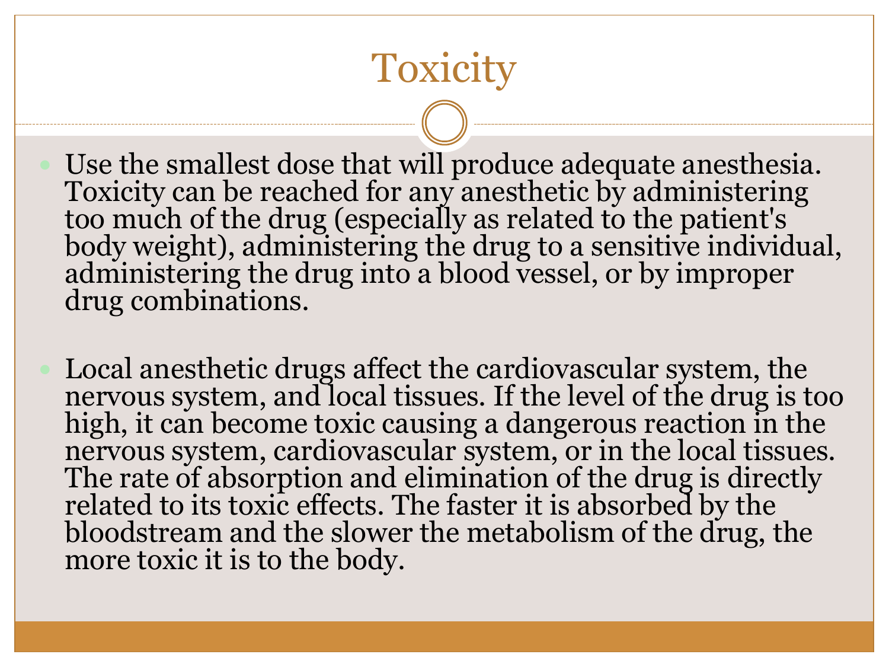# Toxicity

- Use the smallest dose that will produce adequate anesthesia. Toxicity can be reached for any anesthetic by administering too much of the drug (especially as related to the patient's body weight), administering the drug to a sensitive individual, administering the drug into a blood vessel, or by improper drug combinations.

- Local anesthetic drugs affect the cardiovascular system, the nervous system, and local tissues. If the level of the drug is too high, it can become toxic causing a dangerous reaction in the nervous system, cardiovascular system, or in the local tissues. The rate of absorption and elimination of the drug is directly related to its toxic effects. The faster it is absorbed by the bloodstream and the slower the metabolism of the drug, the more toxic it is to the body.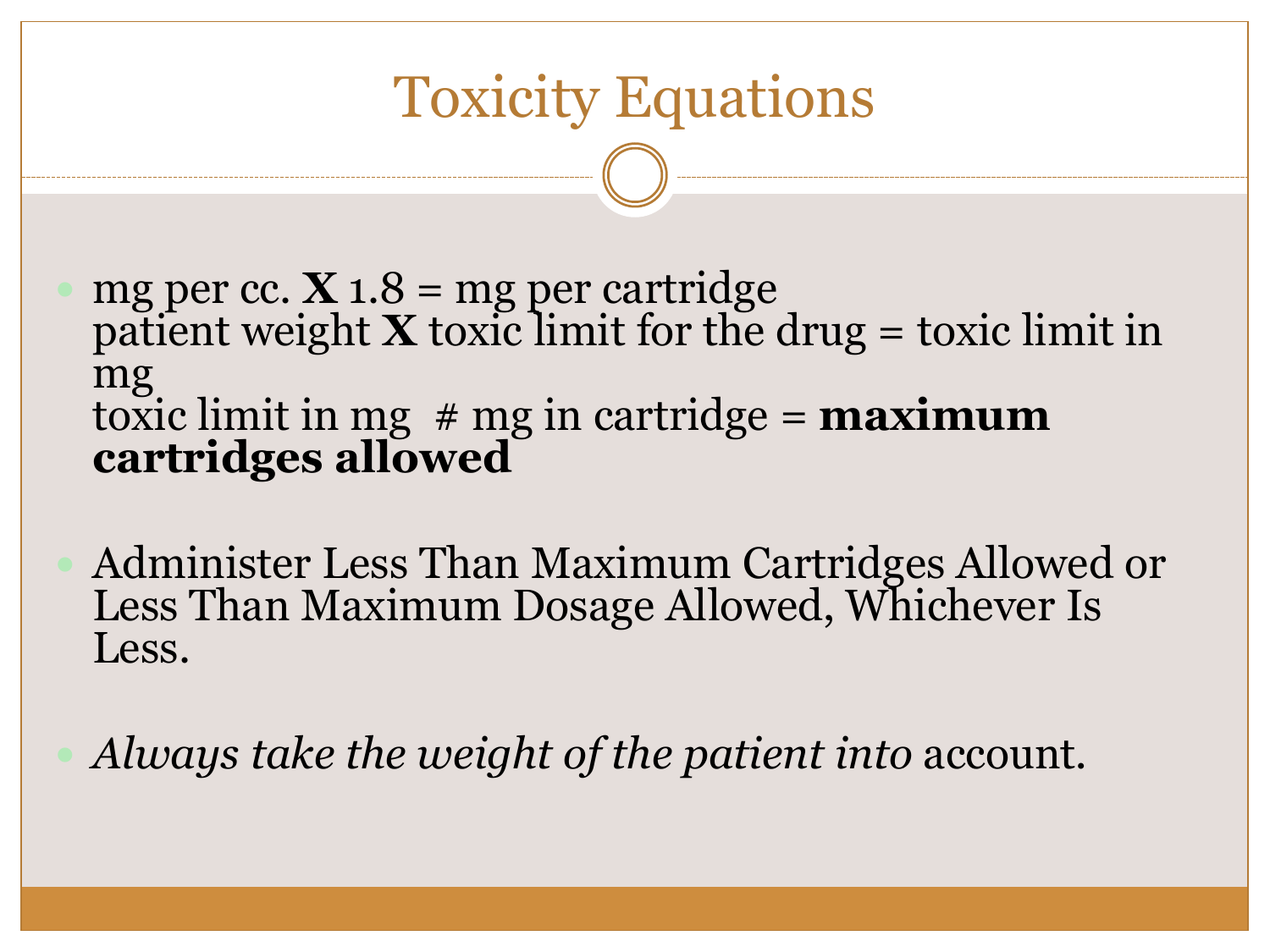# Toxicity Equations

- mg per cc. **X** 1.8 = mg per cartridge
  patient weight **X** toxic limit for the drug = toxic limit in mg
  toxic limit in mg # mg in cartridge = **maximum cartridges allowed**

- Administer Less Than Maximum Cartridges Allowed or Less Than Maximum Dosage Allowed, Whichever Is Less.

- *Always take the weight of the patient into* account.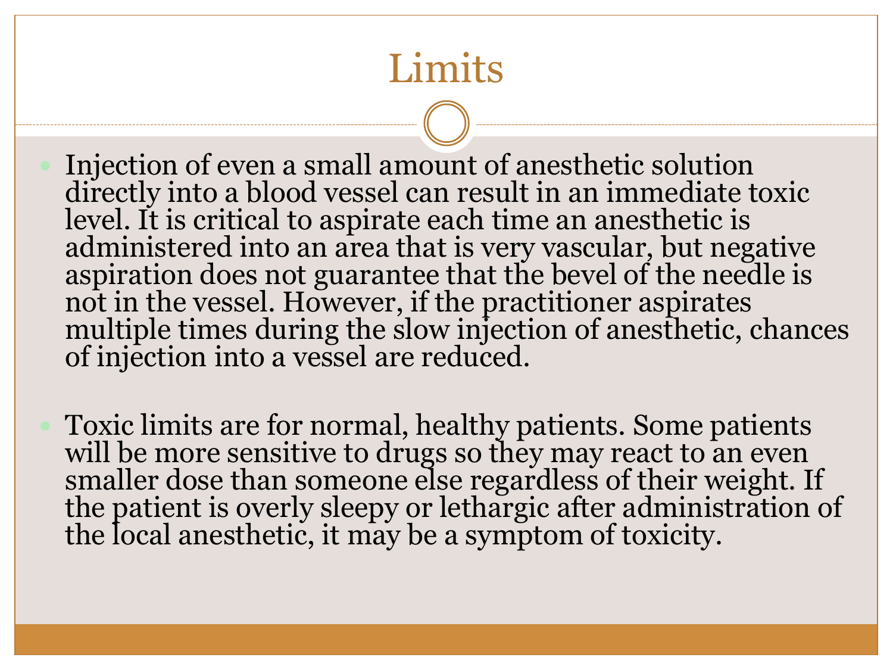# Limits

- Injection of even a small amount of anesthetic solution directly into a blood vessel can result in an immediate toxic level. It is critical to aspirate each time an anesthetic is administered into an area that is very vascular, but negative aspiration does not guarantee that the bevel of the needle is not in the vessel. However, if the practitioner aspirates multiple times during the slow injection of anesthetic, chances of injection into a vessel are reduced.

- Toxic limits are for normal, healthy patients. Some patients will be more sensitive to drugs so they may react to an even smaller dose than someone else regardless of their weight. If the patient is overly sleepy or lethargic after administration of the local anesthetic, it may be a symptom of toxicity.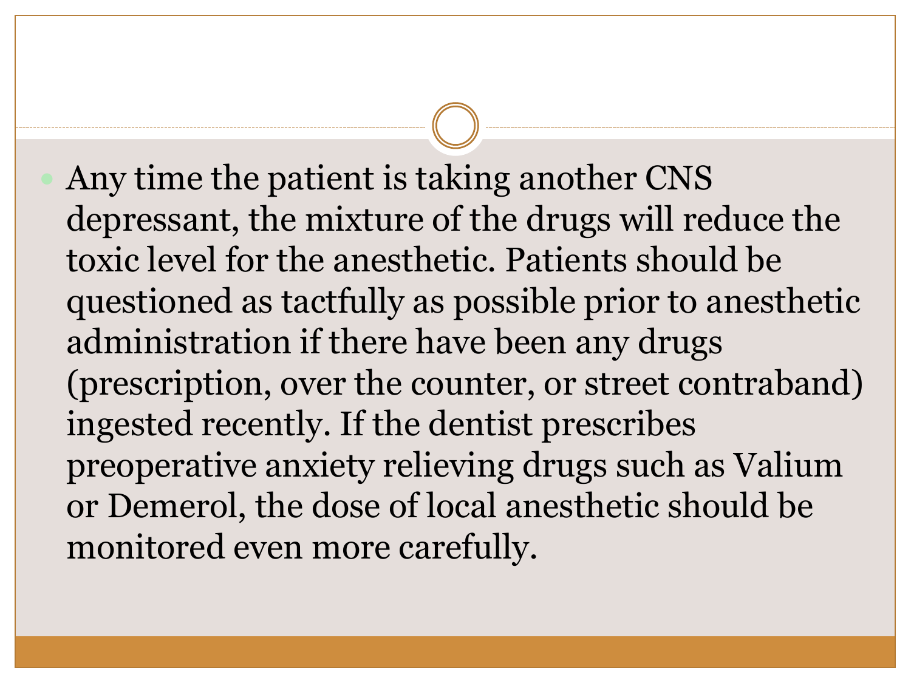- Any time the patient is taking another CNS depressant, the mixture of the drugs will reduce the toxic level for the anesthetic. Patients should be questioned as tactfully as possible prior to anesthetic administration if there have been any drugs (prescription, over the counter, or street contraband) ingested recently. If the dentist prescribes preoperative anxiety relieving drugs such as Valium or Demerol, the dose of local anesthetic should be monitored even more carefully.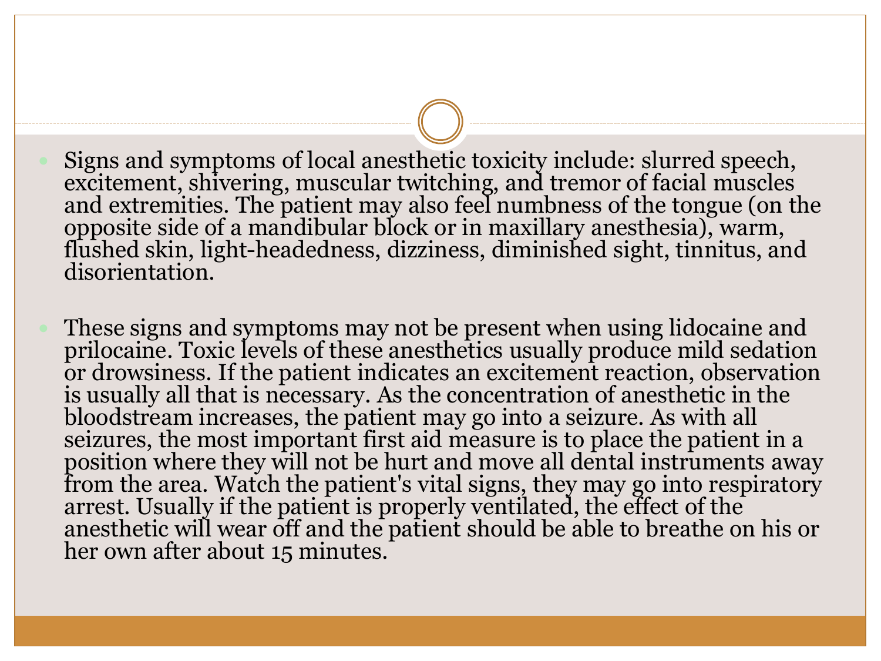- Signs and symptoms of local anesthetic toxicity include: slurred speech, excitement, shivering, muscular twitching, and tremor of facial muscles and extremities. The patient may also feel numbness of the tongue (on the opposite side of a mandibular block or in maxillary anesthesia), warm, flushed skin, light-headedness, dizziness, diminished sight, tinnitus, and disorientation.

- These signs and symptoms may not be present when using lidocaine and prilocaine. Toxic levels of these anesthetics usually produce mild sedation or drowsiness. If the patient indicates an excitement reaction, observation is usually all that is necessary. As the concentration of anesthetic in the bloodstream increases, the patient may go into a seizure. As with all seizures, the most important first aid measure is to place the patient in a position where they will not be hurt and move all dental instruments away from the area. Watch the patient's vital signs, they may go into respiratory arrest. Usually if the patient is properly ventilated, the effect of the anesthetic will wear off and the patient should be able to breathe on his or her own after about 15 minutes.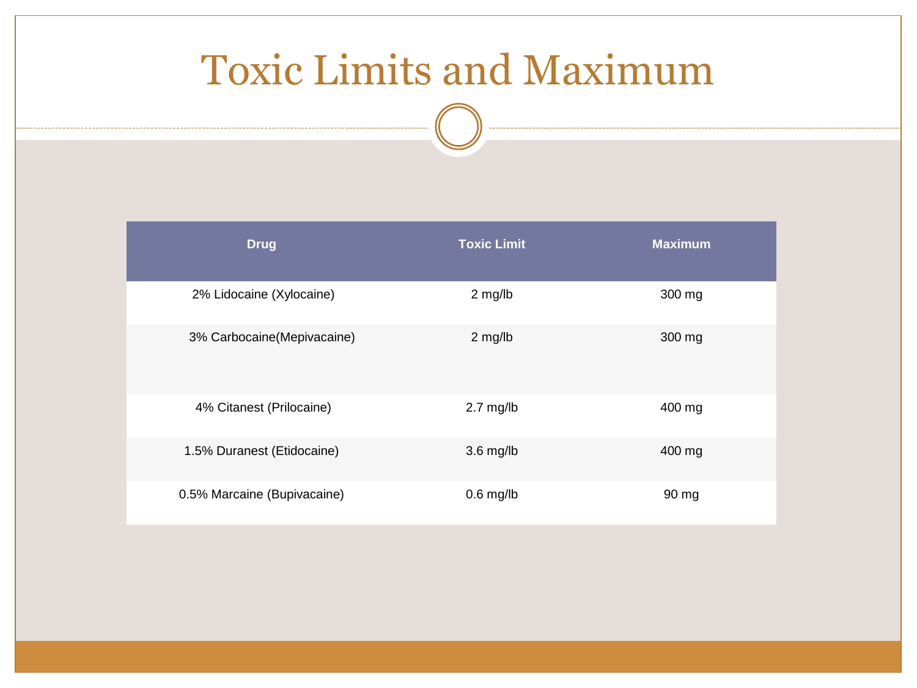# Toxic Limits and Maximum

| Drug | Toxic Limit | Maximum |
|---|---|---|
| 2% Lidocaine (Xylocaine) | 2 mg/lb | 300 mg |
| 3% Carbocaine(Mepivacaine) | 2 mg/lb | 300 mg |
| 4% Citanest (Prilocaine) | 2.7 mg/lb | 400 mg |
| 1.5% Duranest (Etidocaine) | 3.6 mg/lb | 400 mg |
| 0.5% Marcaine (Bupivacaine) | 0.6 mg/lb | 90 mg |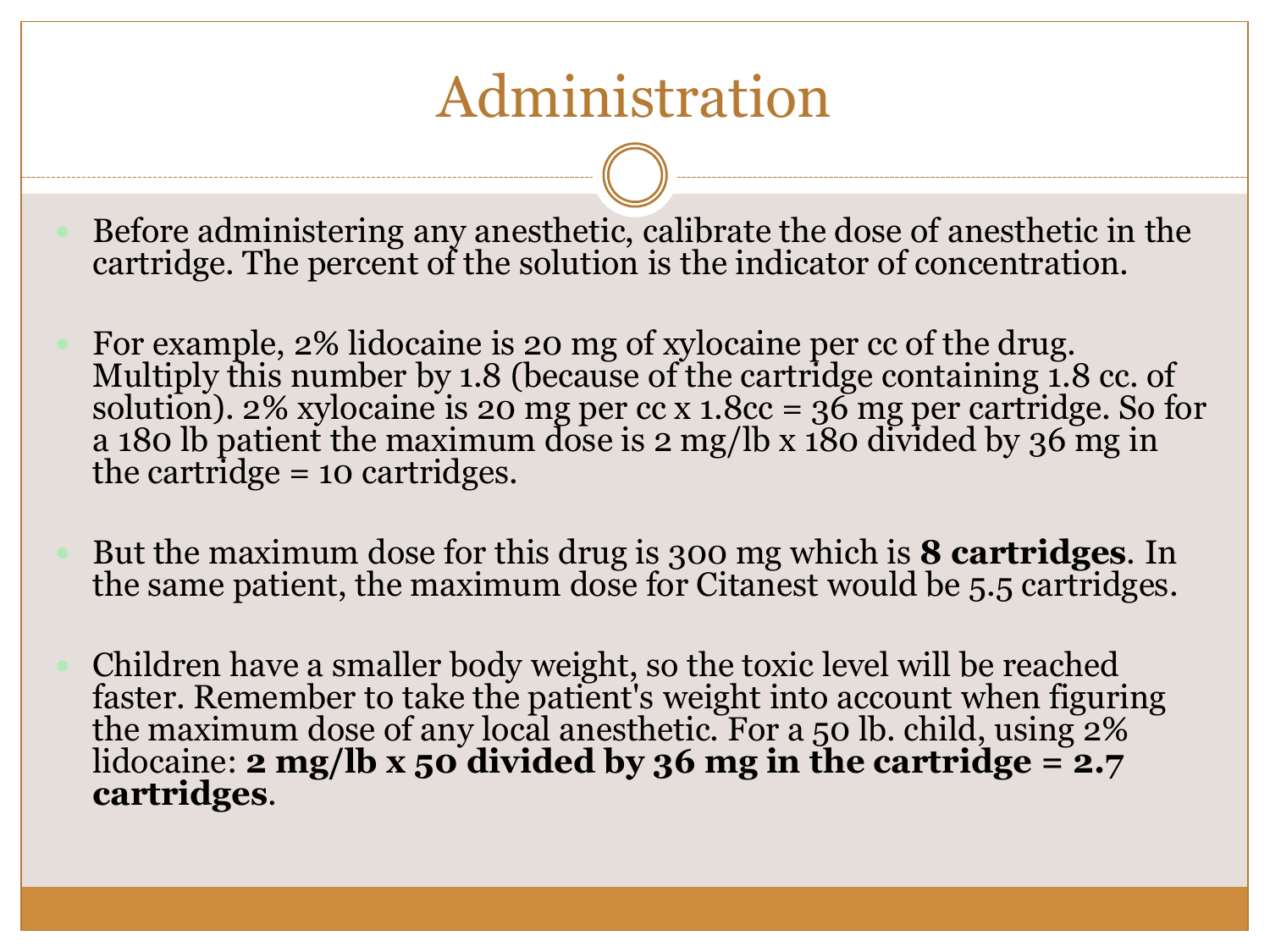# Administration

- Before administering any anesthetic, calibrate the dose of anesthetic in the cartridge. The percent of the solution is the indicator of concentration.

- For example, 2% lidocaine is 20 mg of xylocaine per cc of the drug. Multiply this number by 1.8 (because of the cartridge containing 1.8 cc. of solution). 2% xylocaine is 20 mg per cc x 1.8cc = 36 mg per cartridge. So for a 180 lb patient the maximum dose is 2 mg/lb x 180 divided by 36 mg in the cartridge = 10 cartridges.

- But the maximum dose for this drug is 300 mg which is **8 cartridges**. In the same patient, the maximum dose for Citanest would be 5.5 cartridges.

- Children have a smaller body weight, so the toxic level will be reached faster. Remember to take the patient's weight into account when figuring the maximum dose of any local anesthetic. For a 50 lb. child, using 2% lidocaine: **2 mg/lb x 50 divided by 36 mg in the cartridge = 2.7 cartridges**.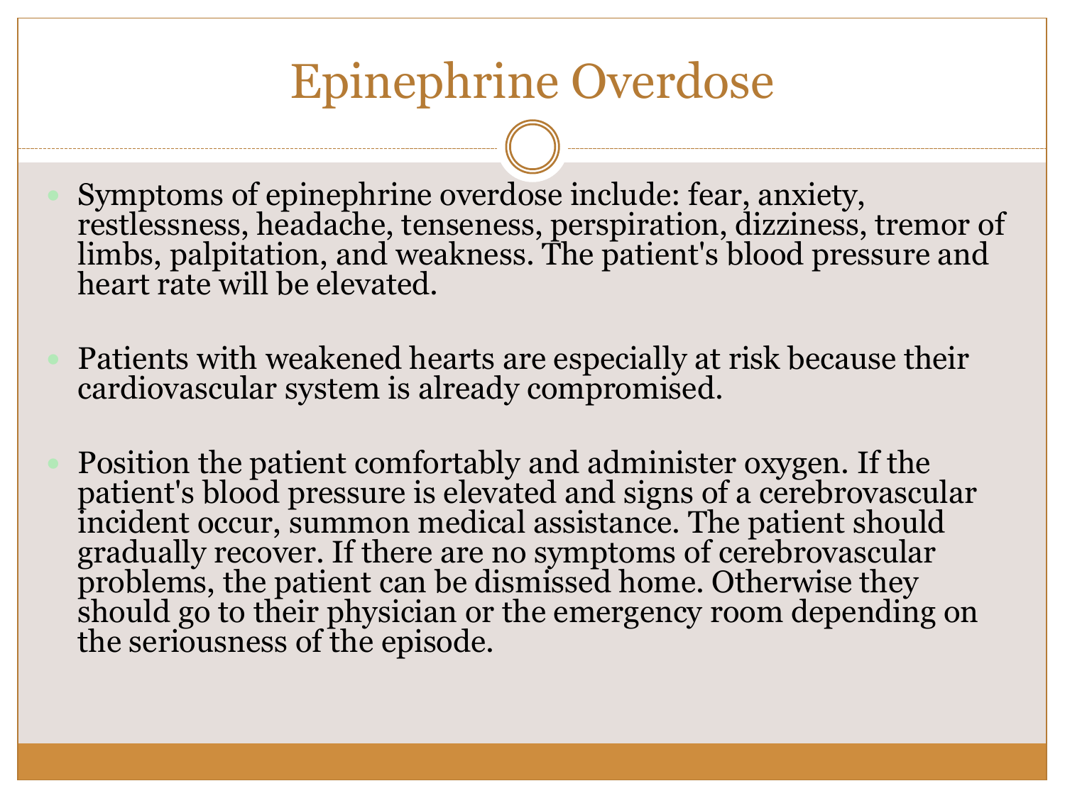# Epinephrine Overdose

- Symptoms of epinephrine overdose include: fear, anxiety, restlessness, headache, tenseness, perspiration, dizziness, tremor of limbs, palpitation, and weakness. The patient's blood pressure and heart rate will be elevated.
- Patients with weakened hearts are especially at risk because their cardiovascular system is already compromised.
- Position the patient comfortably and administer oxygen. If the patient's blood pressure is elevated and signs of a cerebrovascular incident occur, summon medical assistance. The patient should gradually recover. If there are no symptoms of cerebrovascular problems, the patient can be dismissed home. Otherwise they should go to their physician or the emergency room depending on the seriousness of the episode.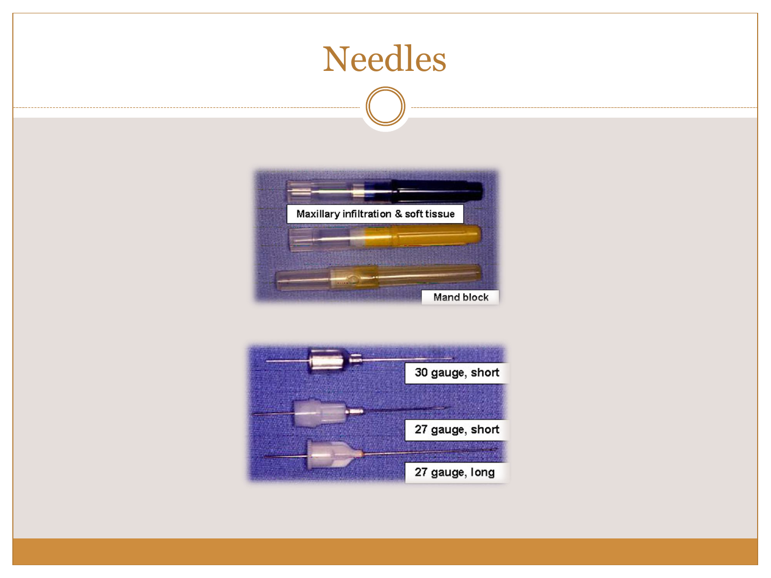# Needles

Maxillary infiltration & soft tissue

Mand block

30 gauge, short

27 gauge, short

27 gauge, long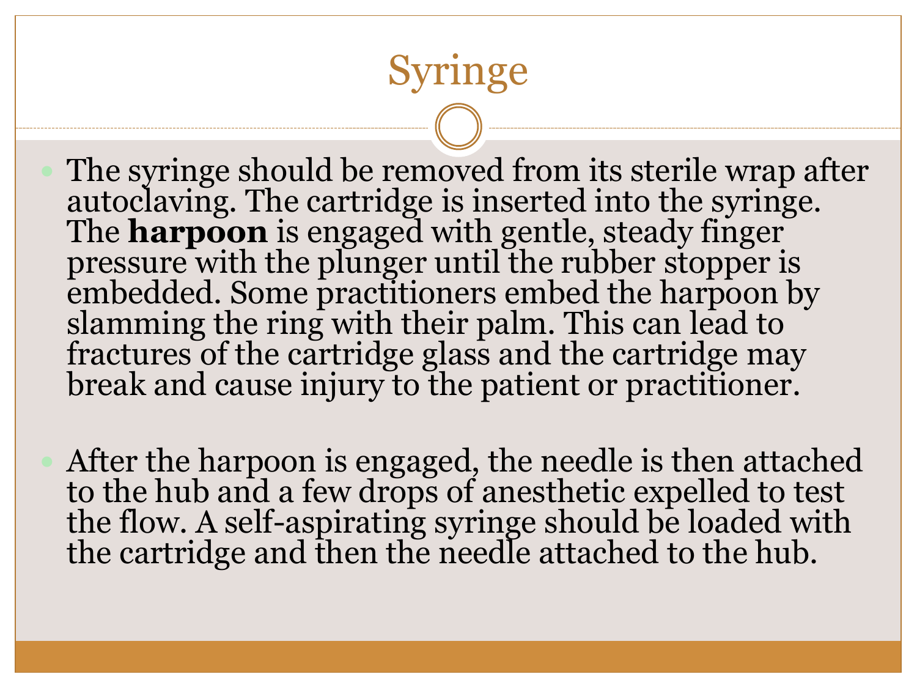# Syringe

- The syringe should be removed from its sterile wrap after autoclaving. The cartridge is inserted into the syringe. The **harpoon** is engaged with gentle, steady finger pressure with the plunger until the rubber stopper is embedded. Some practitioners embed the harpoon by slamming the ring with their palm. This can lead to fractures of the cartridge glass and the cartridge may break and cause injury to the patient or practitioner.

- After the harpoon is engaged, the needle is then attached to the hub and a few drops of anesthetic expelled to test the flow. A self-aspirating syringe should be loaded with the cartridge and then the needle attached to the hub.